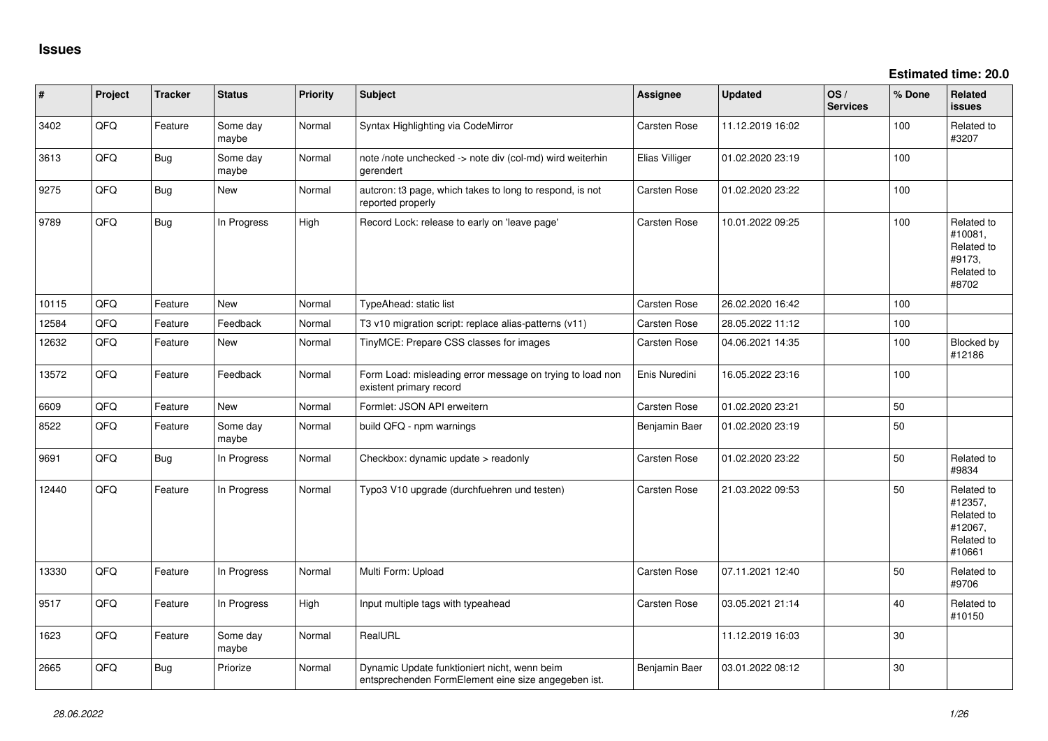# Issues

**Estimated time: 20.0**

| # | Project | Tracker | Status | Priority | Subject | Assignee | Updated | OS / Services | % Done | Related issues |
|---|---|---|---|---|---|---|---|---|---|---|
| 3402 | QFQ | Feature | Some day maybe | Normal | Syntax Highlighting via CodeMirror | Carsten Rose | 11.12.2019 16:02 | | 100 | Related to #3207 |
| 3613 | QFQ | Bug | Some day maybe | Normal | note /note unchecked -> note div (col-md) wird weiterhin gerendert | Elias Villiger | 01.02.2020 23:19 | | 100 | |
| 9275 | QFQ | Bug | New | Normal | autcron: t3 page, which takes to long to respond, is not reported properly | Carsten Rose | 01.02.2020 23:22 | | 100 | |
| 9789 | QFQ | Bug | In Progress | High | Record Lock: release to early on 'leave page' | Carsten Rose | 10.01.2022 09:25 | | 100 | Related to #10081, Related to #9173, Related to #8702 |
| 10115 | QFQ | Feature | New | Normal | TypeAhead: static list | Carsten Rose | 26.02.2020 16:42 | | 100 | |
| 12584 | QFQ | Feature | Feedback | Normal | T3 v10 migration script: replace alias-patterns (v11) | Carsten Rose | 28.05.2022 11:12 | | 100 | |
| 12632 | QFQ | Feature | New | Normal | TinyMCE: Prepare CSS classes for images | Carsten Rose | 04.06.2021 14:35 | | 100 | Blocked by #12186 |
| 13572 | QFQ | Feature | Feedback | Normal | Form Load: misleading error message on trying to load non existent primary record | Enis Nuredini | 16.05.2022 23:16 | | 100 | |
| 6609 | QFQ | Feature | New | Normal | Formlet: JSON API erweitern | Carsten Rose | 01.02.2020 23:21 | | 50 | |
| 8522 | QFQ | Feature | Some day maybe | Normal | build QFQ - npm warnings | Benjamin Baer | 01.02.2020 23:19 | | 50 | |
| 9691 | QFQ | Bug | In Progress | Normal | Checkbox: dynamic update > readonly | Carsten Rose | 01.02.2020 23:22 | | 50 | Related to #9834 |
| 12440 | QFQ | Feature | In Progress | Normal | Typo3 V10 upgrade (durchfuehren und testen) | Carsten Rose | 21.03.2022 09:53 | | 50 | Related to #12357, Related to #12067, Related to #10661 |
| 13330 | QFQ | Feature | In Progress | Normal | Multi Form: Upload | Carsten Rose | 07.11.2021 12:40 | | 50 | Related to #9706 |
| 9517 | QFQ | Feature | In Progress | High | Input multiple tags with typeahead | Carsten Rose | 03.05.2021 21:14 | | 40 | Related to #10150 |
| 1623 | QFQ | Feature | Some day maybe | Normal | RealURL | | 11.12.2019 16:03 | | 30 | |
| 2665 | QFQ | Bug | Priorize | Normal | Dynamic Update funktioniert nicht, wenn beim entsprechenden FormElement eine size angegeben ist. | Benjamin Baer | 03.01.2022 08:12 | | 30 | |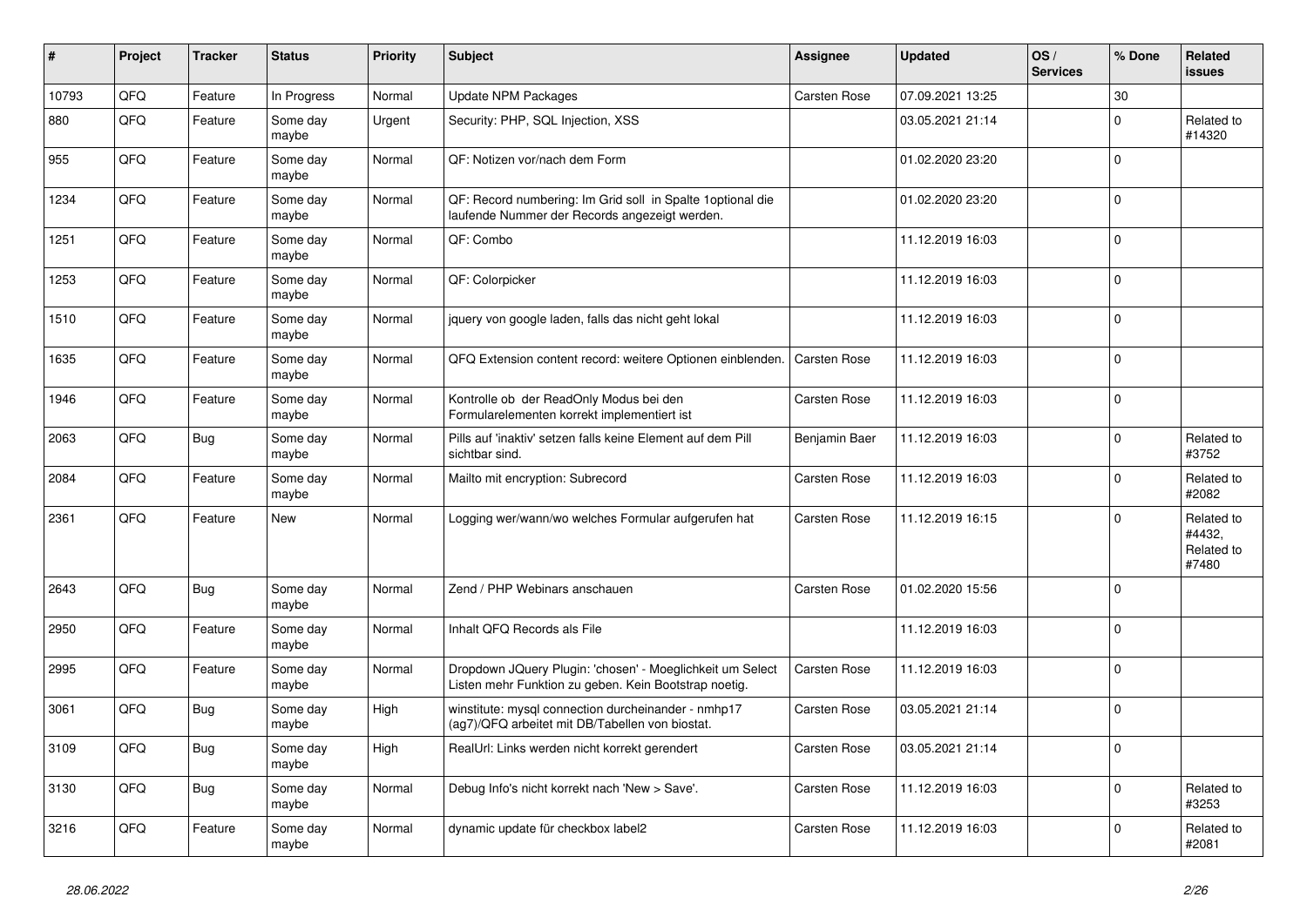| # | Project | Tracker | Status | Priority | Subject | Assignee | Updated | OS / Services | % Done | Related issues |
|---|---|---|---|---|---|---|---|---|---|---|
| 10793 | QFQ | Feature | In Progress | Normal | Update NPM Packages | Carsten Rose | 07.09.2021 13:25 | | 30 | |
| 880 | QFQ | Feature | Some day maybe | Urgent | Security: PHP, SQL Injection, XSS | | 03.05.2021 21:14 | | 0 | Related to #14320 |
| 955 | QFQ | Feature | Some day maybe | Normal | QF: Notizen vor/nach dem Form | | 01.02.2020 23:20 | | 0 | |
| 1234 | QFQ | Feature | Some day maybe | Normal | QF: Record numbering: Im Grid soll in Spalte 1optional die laufende Nummer der Records angezeigt werden. | | 01.02.2020 23:20 | | 0 | |
| 1251 | QFQ | Feature | Some day maybe | Normal | QF: Combo | | 11.12.2019 16:03 | | 0 | |
| 1253 | QFQ | Feature | Some day maybe | Normal | QF: Colorpicker | | 11.12.2019 16:03 | | 0 | |
| 1510 | QFQ | Feature | Some day maybe | Normal | jquery von google laden, falls das nicht geht lokal | | 11.12.2019 16:03 | | 0 | |
| 1635 | QFQ | Feature | Some day maybe | Normal | QFQ Extension content record: weitere Optionen einblenden. | Carsten Rose | 11.12.2019 16:03 | | 0 | |
| 1946 | QFQ | Feature | Some day maybe | Normal | Kontrolle ob der ReadOnly Modus bei den Formularelementen korrekt implementiert ist | Carsten Rose | 11.12.2019 16:03 | | 0 | |
| 2063 | QFQ | Bug | Some day maybe | Normal | Pills auf 'inaktiv' setzen falls keine Element auf dem Pill sichtbar sind. | Benjamin Baer | 11.12.2019 16:03 | | 0 | Related to #3752 |
| 2084 | QFQ | Feature | Some day maybe | Normal | Mailto mit encryption: Subrecord | Carsten Rose | 11.12.2019 16:03 | | 0 | Related to #2082 |
| 2361 | QFQ | Feature | New | Normal | Logging wer/wann/wo welches Formular aufgerufen hat | Carsten Rose | 11.12.2019 16:15 | | 0 | Related to #4432, Related to #7480 |
| 2643 | QFQ | Bug | Some day maybe | Normal | Zend / PHP Webinars anschauen | Carsten Rose | 01.02.2020 15:56 | | 0 | |
| 2950 | QFQ | Feature | Some day maybe | Normal | Inhalt QFQ Records als File | | 11.12.2019 16:03 | | 0 | |
| 2995 | QFQ | Feature | Some day maybe | Normal | Dropdown JQuery Plugin: 'chosen' - Moeglichkeit um Select Listen mehr Funktion zu geben. Kein Bootstrap noetig. | Carsten Rose | 11.12.2019 16:03 | | 0 | |
| 3061 | QFQ | Bug | Some day maybe | High | winstitute: mysql connection durcheinander - nmhp17 (ag7)/QFQ arbeitet mit DB/Tabellen von biostat. | Carsten Rose | 03.05.2021 21:14 | | 0 | |
| 3109 | QFQ | Bug | Some day maybe | High | RealUrl: Links werden nicht korrekt gerendert | Carsten Rose | 03.05.2021 21:14 | | 0 | |
| 3130 | QFQ | Bug | Some day maybe | Normal | Debug Info's nicht korrekt nach 'New > Save'. | Carsten Rose | 11.12.2019 16:03 | | 0 | Related to #3253 |
| 3216 | QFQ | Feature | Some day maybe | Normal | dynamic update für checkbox label2 | Carsten Rose | 11.12.2019 16:03 | | 0 | Related to #2081 |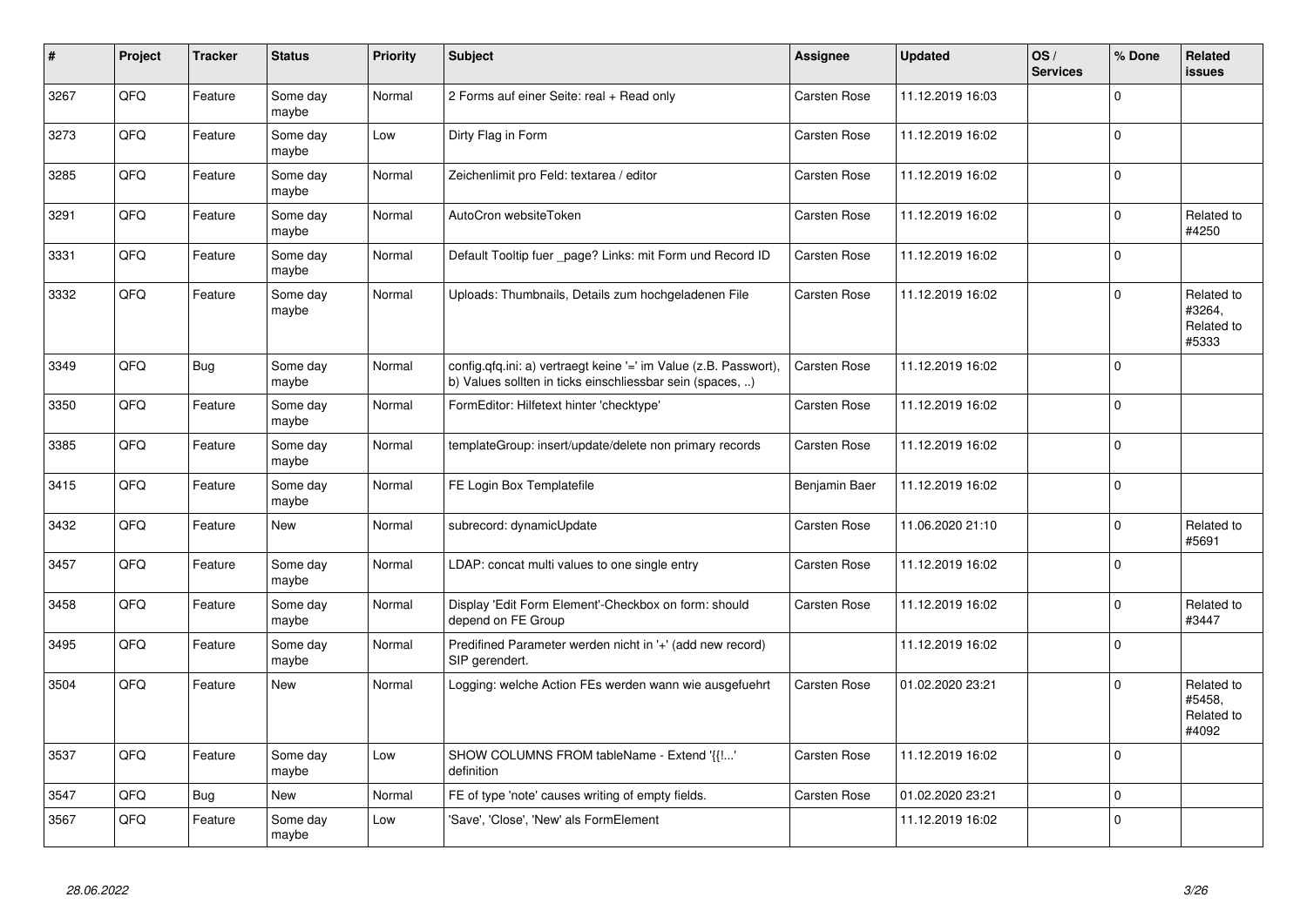| # | Project | Tracker | Status | Priority | Subject | Assignee | Updated | OS / Services | % Done | Related issues |
|---|---|---|---|---|---|---|---|---|---|---|
| 3267 | QFQ | Feature | Some day maybe | Normal | 2 Forms auf einer Seite: real + Read only | Carsten Rose | 11.12.2019 16:03 | | 0 | |
| 3273 | QFQ | Feature | Some day maybe | Low | Dirty Flag in Form | Carsten Rose | 11.12.2019 16:02 | | 0 | |
| 3285 | QFQ | Feature | Some day maybe | Normal | Zeichenlimit pro Feld: textarea / editor | Carsten Rose | 11.12.2019 16:02 | | 0 | |
| 3291 | QFQ | Feature | Some day maybe | Normal | AutoCron websiteToken | Carsten Rose | 11.12.2019 16:02 | | 0 | Related to #4250 |
| 3331 | QFQ | Feature | Some day maybe | Normal | Default Tooltip fuer _page? Links: mit Form und Record ID | Carsten Rose | 11.12.2019 16:02 | | 0 | |
| 3332 | QFQ | Feature | Some day maybe | Normal | Uploads: Thumbnails, Details zum hochgeladenen File | Carsten Rose | 11.12.2019 16:02 | | 0 | Related to #3264, Related to #5333 |
| 3349 | QFQ | Bug | Some day maybe | Normal | config.qfq.ini: a) vertraegt keine '=' im Value (z.B. Passwort), b) Values sollten in ticks einschliessbar sein (spaces, ..) | Carsten Rose | 11.12.2019 16:02 | | 0 | |
| 3350 | QFQ | Feature | Some day maybe | Normal | FormEditor: Hilfetext hinter 'checktype' | Carsten Rose | 11.12.2019 16:02 | | 0 | |
| 3385 | QFQ | Feature | Some day maybe | Normal | templateGroup: insert/update/delete non primary records | Carsten Rose | 11.12.2019 16:02 | | 0 | |
| 3415 | QFQ | Feature | Some day maybe | Normal | FE Login Box Templatefile | Benjamin Baer | 11.12.2019 16:02 | | 0 | |
| 3432 | QFQ | Feature | New | Normal | subrecord: dynamicUpdate | Carsten Rose | 11.06.2020 21:10 | | 0 | Related to #5691 |
| 3457 | QFQ | Feature | Some day maybe | Normal | LDAP: concat multi values to one single entry | Carsten Rose | 11.12.2019 16:02 | | 0 | |
| 3458 | QFQ | Feature | Some day maybe | Normal | Display 'Edit Form Element'-Checkbox on form: should depend on FE Group | Carsten Rose | 11.12.2019 16:02 | | 0 | Related to #3447 |
| 3495 | QFQ | Feature | Some day maybe | Normal | Predifined Parameter werden nicht in '+' (add new record) SIP gerendert. | | 11.12.2019 16:02 | | 0 | |
| 3504 | QFQ | Feature | New | Normal | Logging: welche Action FEs werden wann wie ausgefuehrt | Carsten Rose | 01.02.2020 23:21 | | 0 | Related to #5458, Related to #4092 |
| 3537 | QFQ | Feature | Some day maybe | Low | SHOW COLUMNS FROM tableName - Extend '{{!...' definition | Carsten Rose | 11.12.2019 16:02 | | 0 | |
| 3547 | QFQ | Bug | New | Normal | FE of type 'note' causes writing of empty fields. | Carsten Rose | 01.02.2020 23:21 | | 0 | |
| 3567 | QFQ | Feature | Some day maybe | Low | 'Save', 'Close', 'New' als FormElement | | 11.12.2019 16:02 | | 0 | |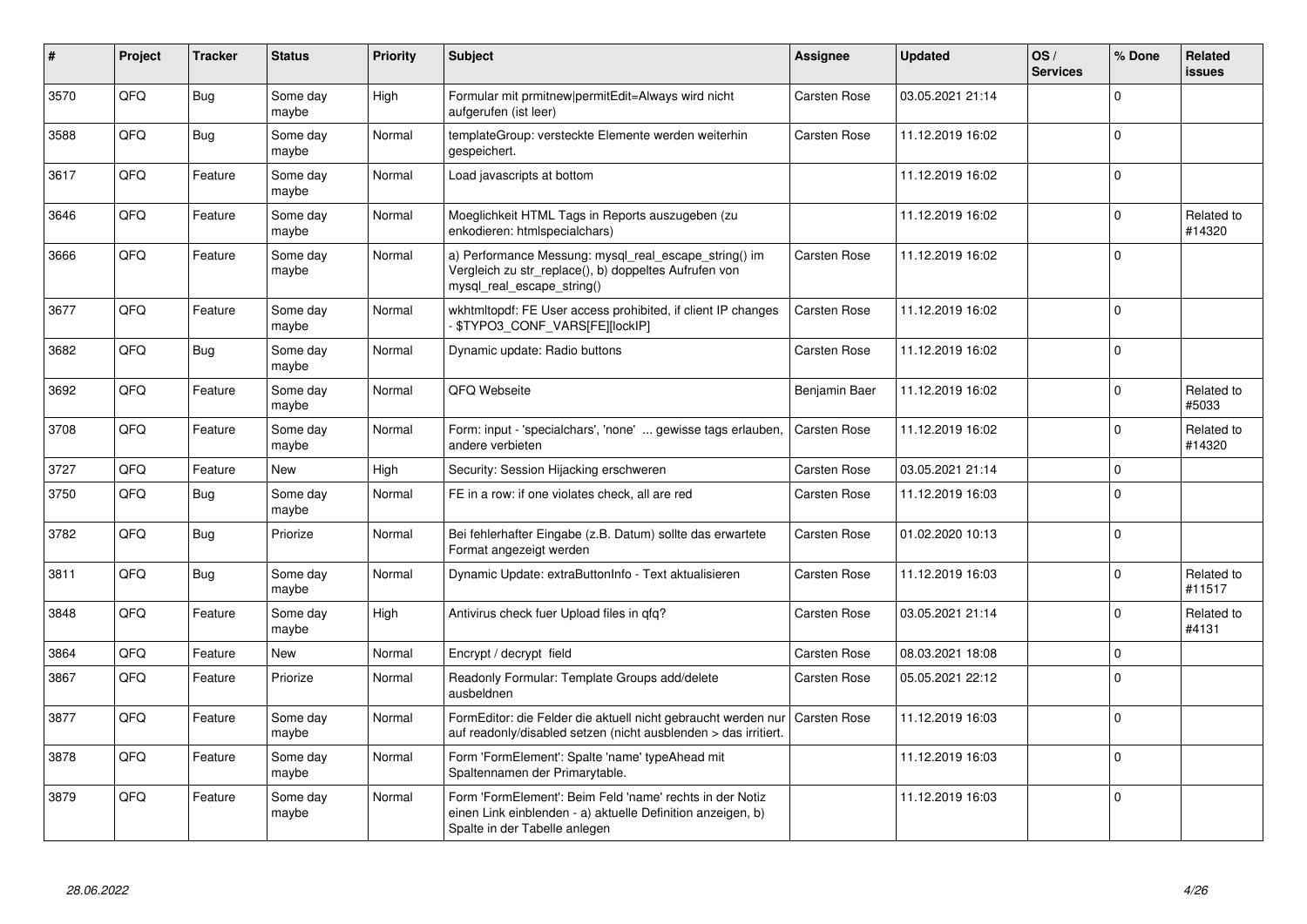| # | Project | Tracker | Status | Priority | Subject | Assignee | Updated | OS / Services | % Done | Related issues |
|---|---|---|---|---|---|---|---|---|---|---|
| 3570 | QFQ | Bug | Some day maybe | High | Formular mit prmitnew\|permitEdit=Always wird nicht aufgerufen (ist leer) | Carsten Rose | 03.05.2021 21:14 | | 0 | |
| 3588 | QFQ | Bug | Some day maybe | Normal | templateGroup: versteckte Elemente werden weiterhin gespeichert. | Carsten Rose | 11.12.2019 16:02 | | 0 | |
| 3617 | QFQ | Feature | Some day maybe | Normal | Load javascripts at bottom | | 11.12.2019 16:02 | | 0 | |
| 3646 | QFQ | Feature | Some day maybe | Normal | Moeglichkeit HTML Tags in Reports auszugeben (zu enkodieren: htmlspecialchars) | | 11.12.2019 16:02 | | 0 | Related to #14320 |
| 3666 | QFQ | Feature | Some day maybe | Normal | a) Performance Messung: mysql_real_escape_string() im Vergleich zu str_replace(), b) doppeltes Aufrufen von mysql_real_escape_string() | Carsten Rose | 11.12.2019 16:02 | | 0 | |
| 3677 | QFQ | Feature | Some day maybe | Normal | wkhtmltopdf: FE User access prohibited, if client IP changes - $TYPO3_CONF_VARS[FE][lockIP] | Carsten Rose | 11.12.2019 16:02 | | 0 | |
| 3682 | QFQ | Bug | Some day maybe | Normal | Dynamic update: Radio buttons | Carsten Rose | 11.12.2019 16:02 | | 0 | |
| 3692 | QFQ | Feature | Some day maybe | Normal | QFQ Webseite | Benjamin Baer | 11.12.2019 16:02 | | 0 | Related to #5033 |
| 3708 | QFQ | Feature | Some day maybe | Normal | Form: input - 'specialchars', 'none' ... gewisse tags erlauben, andere verbieten | Carsten Rose | 11.12.2019 16:02 | | 0 | Related to #14320 |
| 3727 | QFQ | Feature | New | High | Security: Session Hijacking erschweren | Carsten Rose | 03.05.2021 21:14 | | 0 | |
| 3750 | QFQ | Bug | Some day maybe | Normal | FE in a row: if one violates check, all are red | Carsten Rose | 11.12.2019 16:03 | | 0 | |
| 3782 | QFQ | Bug | Priorize | Normal | Bei fehlerhafter Eingabe (z.B. Datum) sollte das erwartete Format angezeigt werden | Carsten Rose | 01.02.2020 10:13 | | 0 | |
| 3811 | QFQ | Bug | Some day maybe | Normal | Dynamic Update: extraButtonInfo - Text aktualisieren | Carsten Rose | 11.12.2019 16:03 | | 0 | Related to #11517 |
| 3848 | QFQ | Feature | Some day maybe | High | Antivirus check fuer Upload files in qfq? | Carsten Rose | 03.05.2021 21:14 | | 0 | Related to #4131 |
| 3864 | QFQ | Feature | New | Normal | Encrypt / decrypt field | Carsten Rose | 08.03.2021 18:08 | | 0 | |
| 3867 | QFQ | Feature | Priorize | Normal | Readonly Formular: Template Groups add/delete ausbeldnen | Carsten Rose | 05.05.2021 22:12 | | 0 | |
| 3877 | QFQ | Feature | Some day maybe | Normal | FormEditor: die Felder die aktuell nicht gebraucht werden nur auf readonly/disabled setzen (nicht ausblenden > das irritiert. | Carsten Rose | 11.12.2019 16:03 | | 0 | |
| 3878 | QFQ | Feature | Some day maybe | Normal | Form 'FormElement': Spalte 'name' typeAhead mit Spaltennamen der Primarytable. | | 11.12.2019 16:03 | | 0 | |
| 3879 | QFQ | Feature | Some day maybe | Normal | Form 'FormElement': Beim Feld 'name' rechts in der Notiz einen Link einblenden - a) aktuelle Definition anzeigen, b) Spalte in der Tabelle anlegen | | 11.12.2019 16:03 | | 0 | |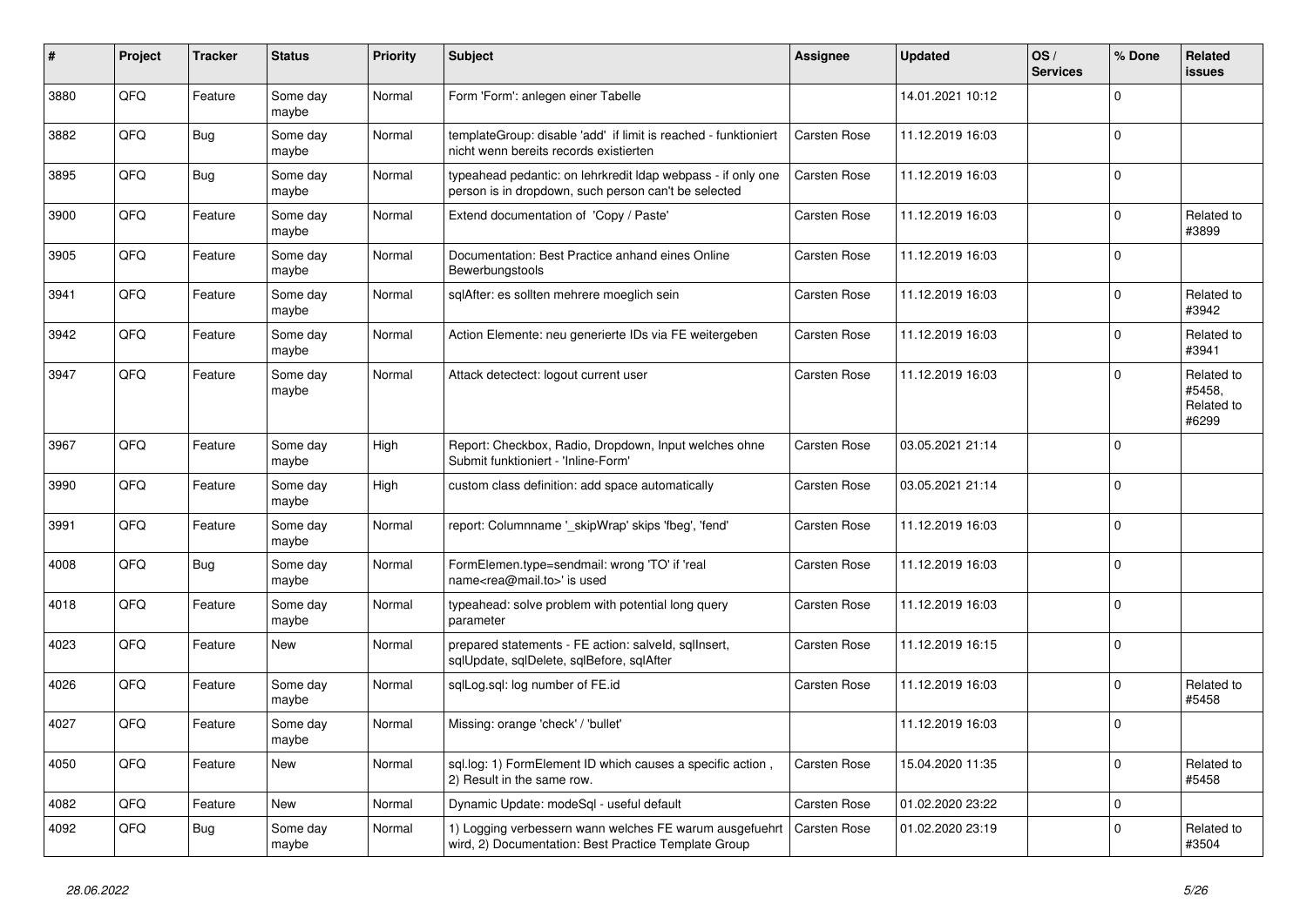| # | Project | Tracker | Status | Priority | Subject | Assignee | Updated | OS / Services | % Done | Related issues |
|---|---|---|---|---|---|---|---|---|---|---|
| 3880 | QFQ | Feature | Some day maybe | Normal | Form 'Form': anlegen einer Tabelle | | 14.01.2021 10:12 | | 0 | |
| 3882 | QFQ | Bug | Some day maybe | Normal | templateGroup: disable 'add' if limit is reached - funktioniert nicht wenn bereits records existierten | Carsten Rose | 11.12.2019 16:03 | | 0 | |
| 3895 | QFQ | Bug | Some day maybe | Normal | typeahead pedantic: on lehrkredit ldap webpass - if only one person is in dropdown, such person can't be selected | Carsten Rose | 11.12.2019 16:03 | | 0 | |
| 3900 | QFQ | Feature | Some day maybe | Normal | Extend documentation of 'Copy / Paste' | Carsten Rose | 11.12.2019 16:03 | | 0 | Related to #3899 |
| 3905 | QFQ | Feature | Some day maybe | Normal | Documentation: Best Practice anhand eines Online Bewerbungstools | Carsten Rose | 11.12.2019 16:03 | | 0 | |
| 3941 | QFQ | Feature | Some day maybe | Normal | sqlAfter: es sollten mehrere moeglich sein | Carsten Rose | 11.12.2019 16:03 | | 0 | Related to #3942 |
| 3942 | QFQ | Feature | Some day maybe | Normal | Action Elemente: neu generierte IDs via FE weitergeben | Carsten Rose | 11.12.2019 16:03 | | 0 | Related to #3941 |
| 3947 | QFQ | Feature | Some day maybe | Normal | Attack detectect: logout current user | Carsten Rose | 11.12.2019 16:03 | | 0 | Related to #5458, Related to #6299 |
| 3967 | QFQ | Feature | Some day maybe | High | Report: Checkbox, Radio, Dropdown, Input welches ohne Submit funktioniert - 'Inline-Form' | Carsten Rose | 03.05.2021 21:14 | | 0 | |
| 3990 | QFQ | Feature | Some day maybe | High | custom class definition: add space automatically | Carsten Rose | 03.05.2021 21:14 | | 0 | |
| 3991 | QFQ | Feature | Some day maybe | Normal | report: Columnname '_skipWrap' skips 'fbeg', 'fend' | Carsten Rose | 11.12.2019 16:03 | | 0 | |
| 4008 | QFQ | Bug | Some day maybe | Normal | FormElemen.type=sendmail: wrong 'TO' if 'real name<rea@mail.to>' is used | Carsten Rose | 11.12.2019 16:03 | | 0 | |
| 4018 | QFQ | Feature | Some day maybe | Normal | typeahead: solve problem with potential long query parameter | Carsten Rose | 11.12.2019 16:03 | | 0 | |
| 4023 | QFQ | Feature | New | Normal | prepared statements - FE action: salveld, sqlInsert, sqlUpdate, sqlDelete, sqlBefore, sqlAfter | Carsten Rose | 11.12.2019 16:15 | | 0 | |
| 4026 | QFQ | Feature | Some day maybe | Normal | sqlLog.sql: log number of FE.id | Carsten Rose | 11.12.2019 16:03 | | 0 | Related to #5458 |
| 4027 | QFQ | Feature | Some day maybe | Normal | Missing: orange 'check' / 'bullet' | | 11.12.2019 16:03 | | 0 | |
| 4050 | QFQ | Feature | New | Normal | sql.log: 1) FormElement ID which causes a specific action , 2) Result in the same row. | Carsten Rose | 15.04.2020 11:35 | | 0 | Related to #5458 |
| 4082 | QFQ | Feature | New | Normal | Dynamic Update: modeSql - useful default | Carsten Rose | 01.02.2020 23:22 | | 0 | |
| 4092 | QFQ | Bug | Some day maybe | Normal | 1) Logging verbessern wann welches FE warum ausgefuehrt wird, 2) Documentation: Best Practice Template Group | Carsten Rose | 01.02.2020 23:19 | | 0 | Related to #3504 |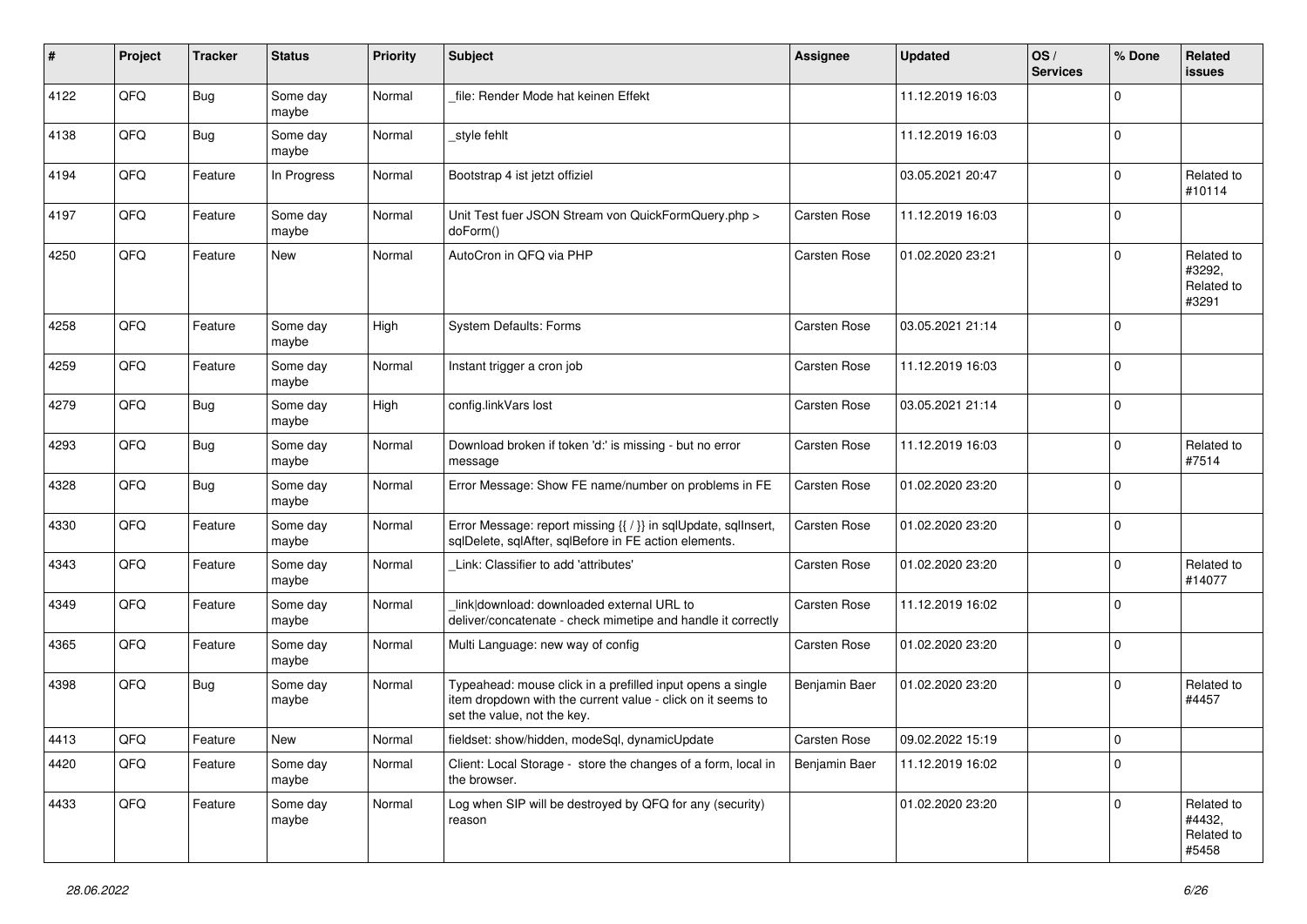| # | Project | Tracker | Status | Priority | Subject | Assignee | Updated | OS / Services | % Done | Related issues |
|---|---|---|---|---|---|---|---|---|---|---|
| 4122 | QFO | Bug | Some day maybe | Normal | _file: Render Mode hat keinen Effekt | | 11.12.2019 16:03 | | 0 | |
| 4138 | QFQ | Bug | Some day maybe | Normal | _style fehlt | | 11.12.2019 16:03 | | 0 | |
| 4194 | QFQ | Feature | In Progress | Normal | Bootstrap 4 ist jetzt offiziel | | 03.05.2021 20:47 | | 0 | Related to #10114 |
| 4197 | QFQ | Feature | Some day maybe | Normal | Unit Test fuer JSON Stream von QuickFormQuery.php > doForm() | Carsten Rose | 11.12.2019 16:03 | | 0 | |
| 4250 | QFQ | Feature | New | Normal | AutoCron in QFQ via PHP | Carsten Rose | 01.02.2020 23:21 | | 0 | Related to #3292, Related to #3291 |
| 4258 | QFQ | Feature | Some day maybe | High | System Defaults: Forms | Carsten Rose | 03.05.2021 21:14 | | 0 | |
| 4259 | QFQ | Feature | Some day maybe | Normal | Instant trigger a cron job | Carsten Rose | 11.12.2019 16:03 | | 0 | |
| 4279 | QFQ | Bug | Some day maybe | High | config.linkVars lost | Carsten Rose | 03.05.2021 21:14 | | 0 | |
| 4293 | QFQ | Bug | Some day maybe | Normal | Download broken if token 'd:' is missing - but no error message | Carsten Rose | 11.12.2019 16:03 | | 0 | Related to #7514 |
| 4328 | QFQ | Bug | Some day maybe | Normal | Error Message: Show FE name/number on problems in FE | Carsten Rose | 01.02.2020 23:20 | | 0 | |
| 4330 | QFQ | Feature | Some day maybe | Normal | Error Message: report missing {{ / }} in sqlUpdate, sqlInsert, sqlDelete, sqlAfter, sqlBefore in FE action elements. | Carsten Rose | 01.02.2020 23:20 | | 0 | |
| 4343 | QFQ | Feature | Some day maybe | Normal | _Link: Classifier to add 'attributes' | Carsten Rose | 01.02.2020 23:20 | | 0 | Related to #14077 |
| 4349 | QFQ | Feature | Some day maybe | Normal | _link\|download: downloaded external URL to deliver/concatenate - check mimetipe and handle it correctly | Carsten Rose | 11.12.2019 16:02 | | 0 | |
| 4365 | QFQ | Feature | Some day maybe | Normal | Multi Language: new way of config | Carsten Rose | 01.02.2020 23:20 | | 0 | |
| 4398 | QFQ | Bug | Some day maybe | Normal | Typeahead: mouse click in a prefilled input opens a single item dropdown with the current value - click on it seems to set the value, not the key. | Benjamin Baer | 01.02.2020 23:20 | | 0 | Related to #4457 |
| 4413 | QFQ | Feature | New | Normal | fieldset: show/hidden, modeSql, dynamicUpdate | Carsten Rose | 09.02.2022 15:19 | | 0 | |
| 4420 | QFQ | Feature | Some day maybe | Normal | Client: Local Storage - store the changes of a form, local in the browser. | Benjamin Baer | 11.12.2019 16:02 | | 0 | |
| 4433 | QFQ | Feature | Some day maybe | Normal | Log when SIP will be destroyed by QFQ for any (security) reason | | 01.02.2020 23:20 | | 0 | Related to #4432, Related to #5458 |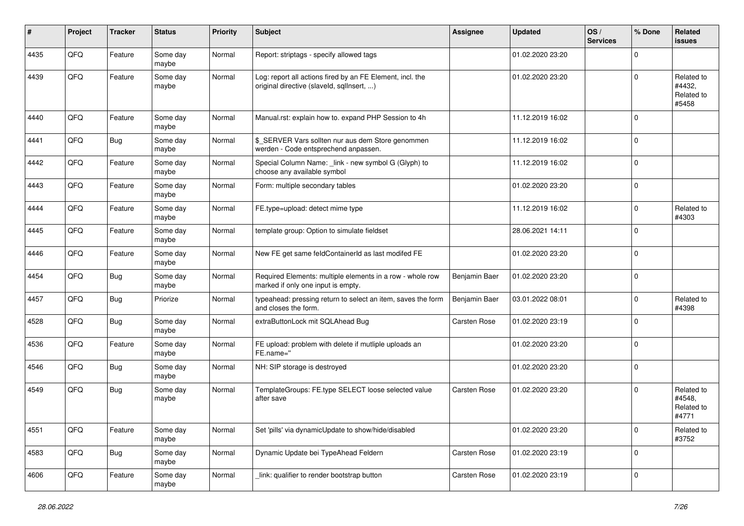| # | Project | Tracker | Status | Priority | Subject | Assignee | Updated | OS / Services | % Done | Related issues |
|---|---|---|---|---|---|---|---|---|---|---|
| 4435 | QFQ | Feature | Some day maybe | Normal | Report: striptags - specify allowed tags | | 01.02.2020 23:20 | | 0 | |
| 4439 | QFQ | Feature | Some day maybe | Normal | Log: report all actions fired by an FE Element, incl. the original directive (slaveId, sqlInsert, ...) | | 01.02.2020 23:20 | | 0 | Related to #4432, Related to #5458 |
| 4440 | QFQ | Feature | Some day maybe | Normal | Manual.rst: explain how to. expand PHP Session to 4h | | 11.12.2019 16:02 | | 0 | |
| 4441 | QFQ | Bug | Some day maybe | Normal | $_SERVER Vars sollten nur aus dem Store genommen werden - Code entsprechend anpassen. | | 11.12.2019 16:02 | | 0 | |
| 4442 | QFQ | Feature | Some day maybe | Normal | Special Column Name: _link - new symbol G (Glyph) to choose any available symbol | | 11.12.2019 16:02 | | 0 | |
| 4443 | QFQ | Feature | Some day maybe | Normal | Form: multiple secondary tables | | 01.02.2020 23:20 | | 0 | |
| 4444 | QFQ | Feature | Some day maybe | Normal | FE.type=upload: detect mime type | | 11.12.2019 16:02 | | 0 | Related to #4303 |
| 4445 | QFQ | Feature | Some day maybe | Normal | template group: Option to simulate fieldset | | 28.06.2021 14:11 | | 0 | |
| 4446 | QFQ | Feature | Some day maybe | Normal | New FE get same feldContainerId as last modifed FE | | 01.02.2020 23:20 | | 0 | |
| 4454 | QFQ | Bug | Some day maybe | Normal | Required Elements: multiple elements in a row - whole row marked if only one input is empty. | Benjamin Baer | 01.02.2020 23:20 | | 0 | |
| 4457 | QFQ | Bug | Priorize | Normal | typeahead: pressing return to select an item, saves the form and closes the form. | Benjamin Baer | 03.01.2022 08:01 | | 0 | Related to #4398 |
| 4528 | QFQ | Bug | Some day maybe | Normal | extraButtonLock mit SQLAhead Bug | Carsten Rose | 01.02.2020 23:19 | | 0 | |
| 4536 | QFQ | Feature | Some day maybe | Normal | FE upload: problem with delete if mutliple uploads an FE.name=" | | 01.02.2020 23:20 | | 0 | |
| 4546 | QFQ | Bug | Some day maybe | Normal | NH: SIP storage is destroyed | | 01.02.2020 23:20 | | 0 | |
| 4549 | QFQ | Bug | Some day maybe | Normal | TemplateGroups: FE.type SELECT loose selected value after save | Carsten Rose | 01.02.2020 23:20 | | 0 | Related to #4548, Related to #4771 |
| 4551 | QFQ | Feature | Some day maybe | Normal | Set 'pills' via dynamicUpdate to show/hide/disabled | | 01.02.2020 23:20 | | 0 | Related to #3752 |
| 4583 | QFQ | Bug | Some day maybe | Normal | Dynamic Update bei TypeAhead Feldern | Carsten Rose | 01.02.2020 23:19 | | 0 | |
| 4606 | QFQ | Feature | Some day maybe | Normal | _link: qualifier to render bootstrap button | Carsten Rose | 01.02.2020 23:19 | | 0 | |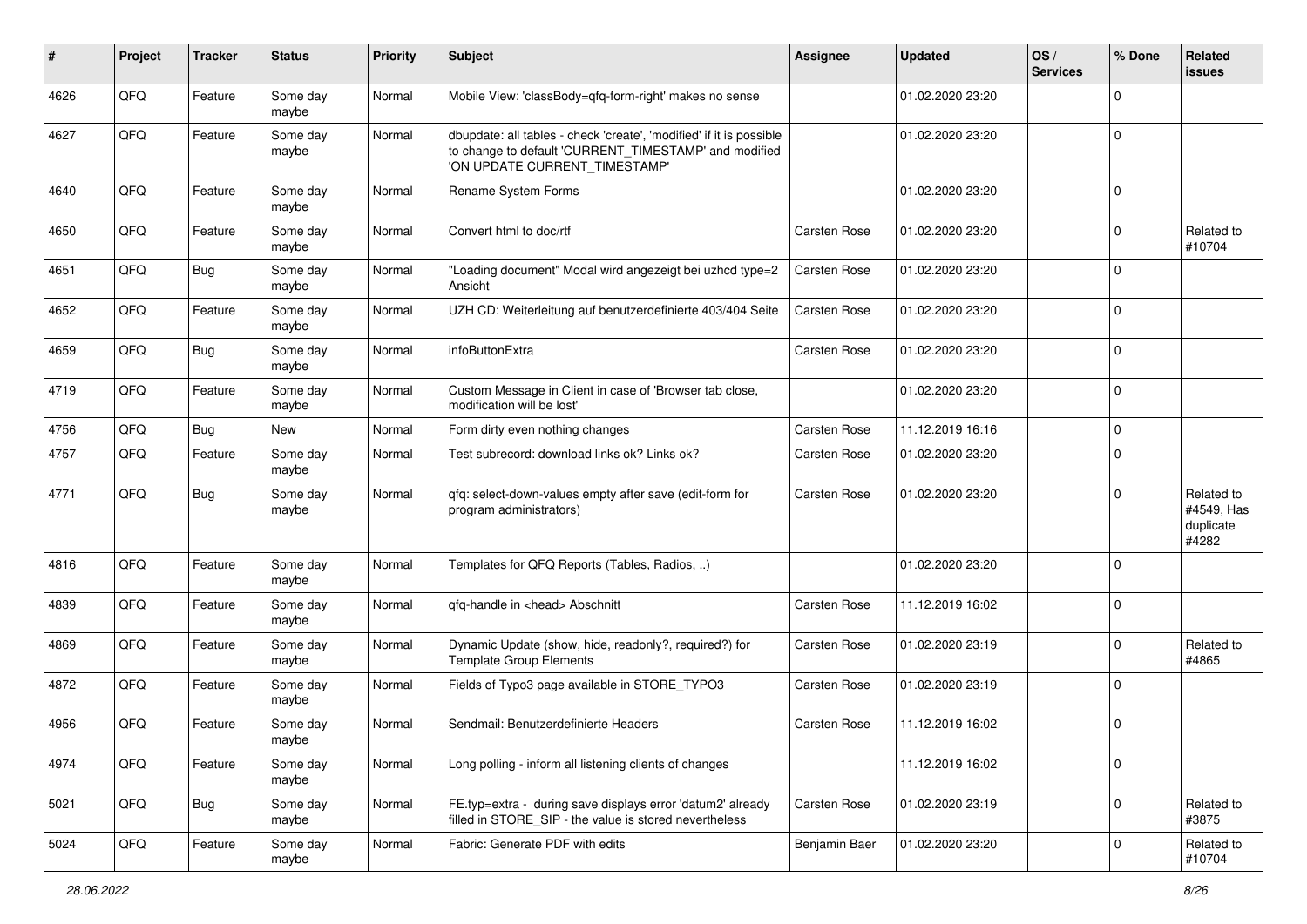| # | Project | Tracker | Status | Priority | Subject | Assignee | Updated | OS / Services | % Done | Related issues |
|---|---|---|---|---|---|---|---|---|---|---|
| 4626 | QFQ | Feature | Some day maybe | Normal | Mobile View: 'classBody=qfq-form-right' makes no sense | | 01.02.2020 23:20 | | 0 | |
| 4627 | QFQ | Feature | Some day maybe | Normal | dbupdate: all tables - check 'create', 'modified' if it is possible to change to default 'CURRENT_TIMESTAMP' and modified 'ON UPDATE CURRENT_TIMESTAMP' | | 01.02.2020 23:20 | | 0 | |
| 4640 | QFQ | Feature | Some day maybe | Normal | Rename System Forms | | 01.02.2020 23:20 | | 0 | |
| 4650 | QFQ | Feature | Some day maybe | Normal | Convert html to doc/rtf | Carsten Rose | 01.02.2020 23:20 | | 0 | Related to #10704 |
| 4651 | QFQ | Bug | Some day maybe | Normal | "Loading document" Modal wird angezeigt bei uzhcd type=2 Ansicht | Carsten Rose | 01.02.2020 23:20 | | 0 | |
| 4652 | QFQ | Feature | Some day maybe | Normal | UZH CD: Weiterleitung auf benutzerdefinierte 403/404 Seite | Carsten Rose | 01.02.2020 23:20 | | 0 | |
| 4659 | QFQ | Bug | Some day maybe | Normal | infoButtonExtra | Carsten Rose | 01.02.2020 23:20 | | 0 | |
| 4719 | QFQ | Feature | Some day maybe | Normal | Custom Message in Client in case of 'Browser tab close, modification will be lost' | | 01.02.2020 23:20 | | 0 | |
| 4756 | QFQ | Bug | New | Normal | Form dirty even nothing changes | Carsten Rose | 11.12.2019 16:16 | | 0 | |
| 4757 | QFQ | Feature | Some day maybe | Normal | Test subrecord: download links ok? Links ok? | Carsten Rose | 01.02.2020 23:20 | | 0 | |
| 4771 | QFQ | Bug | Some day maybe | Normal | qfq: select-down-values empty after save (edit-form for program administrators) | Carsten Rose | 01.02.2020 23:20 | | 0 | Related to #4549, Has duplicate #4282 |
| 4816 | QFQ | Feature | Some day maybe | Normal | Templates for QFQ Reports (Tables, Radios, ..) | | 01.02.2020 23:20 | | 0 | |
| 4839 | QFQ | Feature | Some day maybe | Normal | qfq-handle in <head> Abschnitt | Carsten Rose | 11.12.2019 16:02 | | 0 | |
| 4869 | QFQ | Feature | Some day maybe | Normal | Dynamic Update (show, hide, readonly?, required?) for Template Group Elements | Carsten Rose | 01.02.2020 23:19 | | 0 | Related to #4865 |
| 4872 | QFQ | Feature | Some day maybe | Normal | Fields of Typo3 page available in STORE_TYPO3 | Carsten Rose | 01.02.2020 23:19 | | 0 | |
| 4956 | QFQ | Feature | Some day maybe | Normal | Sendmail: Benutzerdefinierte Headers | Carsten Rose | 11.12.2019 16:02 | | 0 | |
| 4974 | QFQ | Feature | Some day maybe | Normal | Long polling - inform all listening clients of changes | | 11.12.2019 16:02 | | 0 | |
| 5021 | QFQ | Bug | Some day maybe | Normal | FE.typ=extra - during save displays error 'datum2' already filled in STORE_SIP - the value is stored nevertheless | Carsten Rose | 01.02.2020 23:19 | | 0 | Related to #3875 |
| 5024 | QFQ | Feature | Some day maybe | Normal | Fabric: Generate PDF with edits | Benjamin Baer | 01.02.2020 23:20 | | 0 | Related to #10704 |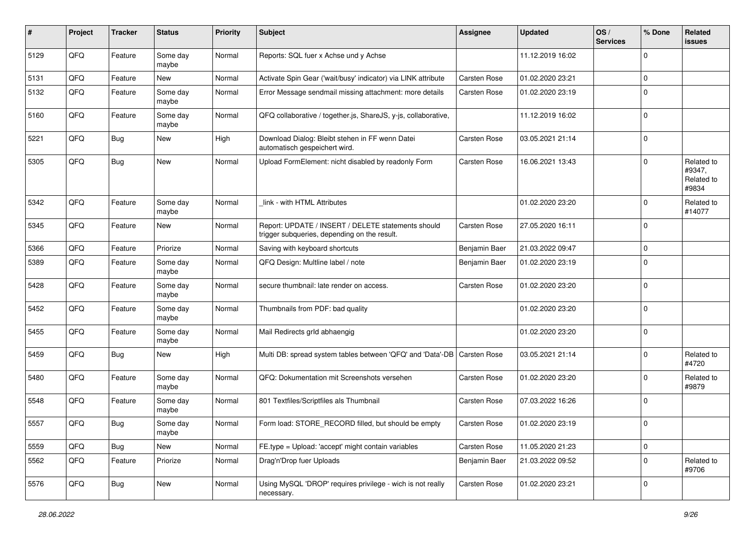| # | Project | Tracker | Status | Priority | Subject | Assignee | Updated | OS / Services | % Done | Related issues |
|---|---|---|---|---|---|---|---|---|---|---|
| 5129 | QFQ | Feature | Some day maybe | Normal | Reports: SQL fuer x Achse und y Achse | | 11.12.2019 16:02 | | 0 | |
| 5131 | QFQ | Feature | New | Normal | Activate Spin Gear ('wait/busy' indicator) via LINK attribute | Carsten Rose | 01.02.2020 23:21 | | 0 | |
| 5132 | QFQ | Feature | Some day maybe | Normal | Error Message sendmail missing attachment: more details | Carsten Rose | 01.02.2020 23:19 | | 0 | |
| 5160 | QFQ | Feature | Some day maybe | Normal | QFQ collaborative / together.js, ShareJS, y-js, collaborative, | | 11.12.2019 16:02 | | 0 | |
| 5221 | QFQ | Bug | New | High | Download Dialog: Bleibt stehen in FF wenn Datei automatisch gespeichert wird. | Carsten Rose | 03.05.2021 21:14 | | 0 | |
| 5305 | QFQ | Bug | New | Normal | Upload FormElement: nicht disabled by readonly Form | Carsten Rose | 16.06.2021 13:43 | | 0 | Related to #9347, Related to #9834 |
| 5342 | QFQ | Feature | Some day maybe | Normal | _link - with HTML Attributes | | 01.02.2020 23:20 | | 0 | Related to #14077 |
| 5345 | QFQ | Feature | New | Normal | Report: UPDATE / INSERT / DELETE statements should trigger subqueries, depending on the result. | Carsten Rose | 27.05.2020 16:11 | | 0 | |
| 5366 | QFQ | Feature | Priorize | Normal | Saving with keyboard shortcuts | Benjamin Baer | 21.03.2022 09:47 | | 0 | |
| 5389 | QFQ | Feature | Some day maybe | Normal | QFQ Design: Multline label / note | Benjamin Baer | 01.02.2020 23:19 | | 0 | |
| 5428 | QFQ | Feature | Some day maybe | Normal | secure thumbnail: late render on access. | Carsten Rose | 01.02.2020 23:20 | | 0 | |
| 5452 | QFQ | Feature | Some day maybe | Normal | Thumbnails from PDF: bad quality | | 01.02.2020 23:20 | | 0 | |
| 5455 | QFQ | Feature | Some day maybe | Normal | Mail Redirects grId abhaengig | | 01.02.2020 23:20 | | 0 | |
| 5459 | QFQ | Bug | New | High | Multi DB: spread system tables between 'QFQ' and 'Data'-DB | Carsten Rose | 03.05.2021 21:14 | | 0 | Related to #4720 |
| 5480 | QFQ | Feature | Some day maybe | Normal | QFQ: Dokumentation mit Screenshots versehen | Carsten Rose | 01.02.2020 23:20 | | 0 | Related to #9879 |
| 5548 | QFQ | Feature | Some day maybe | Normal | 801 Textfiles/Scriptfiles als Thumbnail | Carsten Rose | 07.03.2022 16:26 | | 0 | |
| 5557 | QFQ | Bug | Some day maybe | Normal | Form load: STORE_RECORD filled, but should be empty | Carsten Rose | 01.02.2020 23:19 | | 0 | |
| 5559 | QFQ | Bug | New | Normal | FE.type = Upload: 'accept' might contain variables | Carsten Rose | 11.05.2020 21:23 | | 0 | |
| 5562 | QFQ | Feature | Priorize | Normal | Drag'n'Drop fuer Uploads | Benjamin Baer | 21.03.2022 09:52 | | 0 | Related to #9706 |
| 5576 | QFQ | Bug | New | Normal | Using MySQL 'DROP' requires privilege - wich is not really necessary. | Carsten Rose | 01.02.2020 23:21 | | 0 | |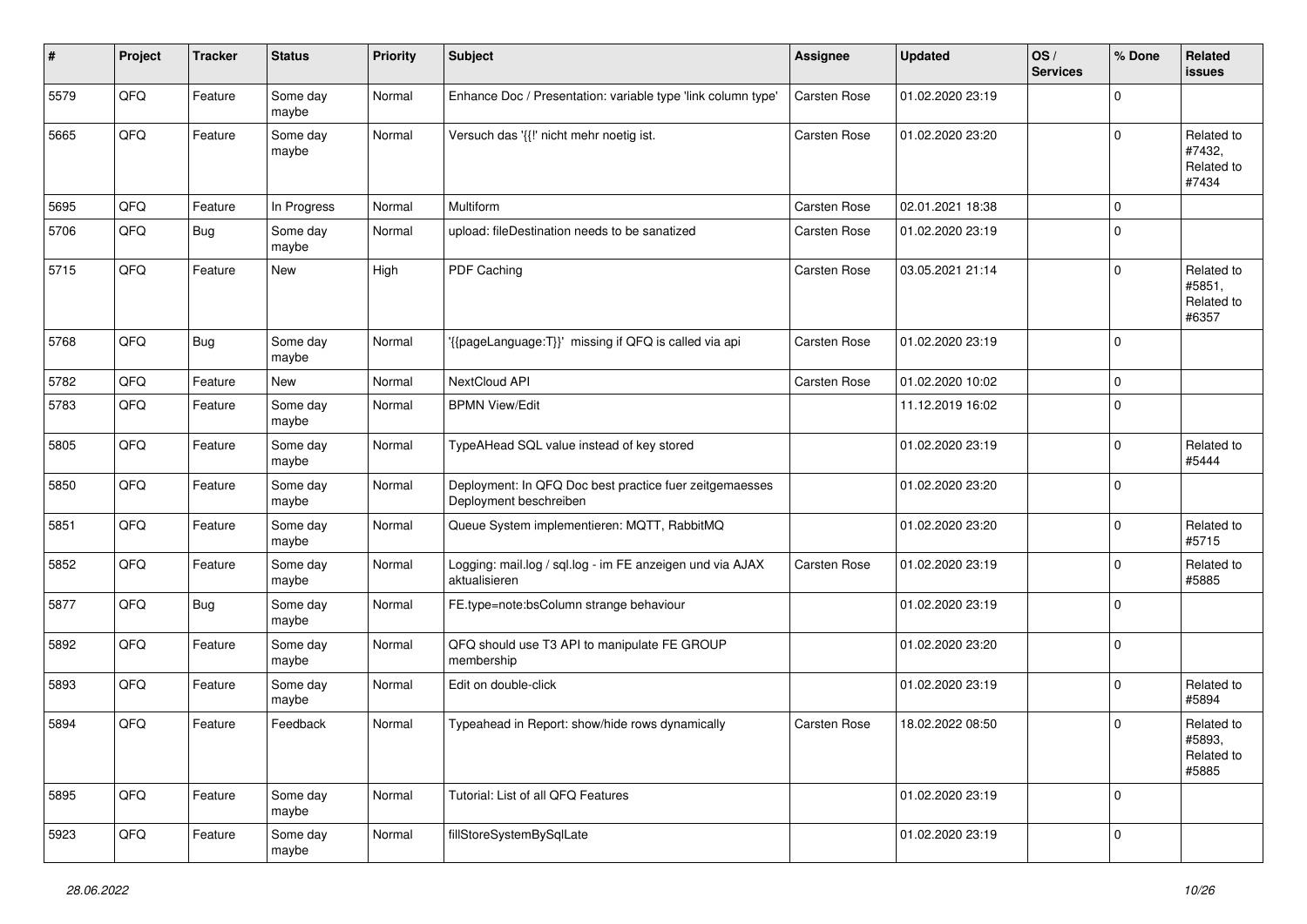| # | Project | Tracker | Status | Priority | Subject | Assignee | Updated | OS / Services | % Done | Related issues |
|---|---|---|---|---|---|---|---|---|---|---|
| 5579 | QFQ | Feature | Some day maybe | Normal | Enhance Doc / Presentation: variable type 'link column type' | Carsten Rose | 01.02.2020 23:19 | | 0 | |
| 5665 | QFQ | Feature | Some day maybe | Normal | Versuch das '{{!' nicht mehr noetig ist. | Carsten Rose | 01.02.2020 23:20 | | 0 | Related to #7432, Related to #7434 |
| 5695 | QFQ | Feature | In Progress | Normal | Multiform | Carsten Rose | 02.01.2021 18:38 | | 0 | |
| 5706 | QFQ | Bug | Some day maybe | Normal | upload: fileDestination needs to be sanatized | Carsten Rose | 01.02.2020 23:19 | | 0 | |
| 5715 | QFQ | Feature | New | High | PDF Caching | Carsten Rose | 03.05.2021 21:14 | | 0 | Related to #5851, Related to #6357 |
| 5768 | QFQ | Bug | Some day maybe | Normal | '{{pageLanguage:T}}' missing if QFQ is called via api | Carsten Rose | 01.02.2020 23:19 | | 0 | |
| 5782 | QFQ | Feature | New | Normal | NextCloud API | Carsten Rose | 01.02.2020 10:02 | | 0 | |
| 5783 | QFQ | Feature | Some day maybe | Normal | BPMN View/Edit | | 11.12.2019 16:02 | | 0 | |
| 5805 | QFQ | Feature | Some day maybe | Normal | TypeAHead SQL value instead of key stored | | 01.02.2020 23:19 | | 0 | Related to #5444 |
| 5850 | QFQ | Feature | Some day maybe | Normal | Deployment: In QFQ Doc best practice fuer zeitgemaesses Deployment beschreiben | | 01.02.2020 23:20 | | 0 | |
| 5851 | QFQ | Feature | Some day maybe | Normal | Queue System implementieren: MQTT, RabbitMQ | | 01.02.2020 23:20 | | 0 | Related to #5715 |
| 5852 | QFQ | Feature | Some day maybe | Normal | Logging: mail.log / sql.log - im FE anzeigen und via AJAX aktualisieren | Carsten Rose | 01.02.2020 23:19 | | 0 | Related to #5885 |
| 5877 | QFQ | Bug | Some day maybe | Normal | FE.type=note:bsColumn strange behaviour | | 01.02.2020 23:19 | | 0 | |
| 5892 | QFQ | Feature | Some day maybe | Normal | QFQ should use T3 API to manipulate FE GROUP membership | | 01.02.2020 23:20 | | 0 | |
| 5893 | QFQ | Feature | Some day maybe | Normal | Edit on double-click | | 01.02.2020 23:19 | | 0 | Related to #5894 |
| 5894 | QFQ | Feature | Feedback | Normal | Typeahead in Report: show/hide rows dynamically | Carsten Rose | 18.02.2022 08:50 | | 0 | Related to #5893, Related to #5885 |
| 5895 | QFQ | Feature | Some day maybe | Normal | Tutorial: List of all QFQ Features | | 01.02.2020 23:19 | | 0 | |
| 5923 | QFQ | Feature | Some day maybe | Normal | fillStoreSystemBySqlLate | | 01.02.2020 23:19 | | 0 | |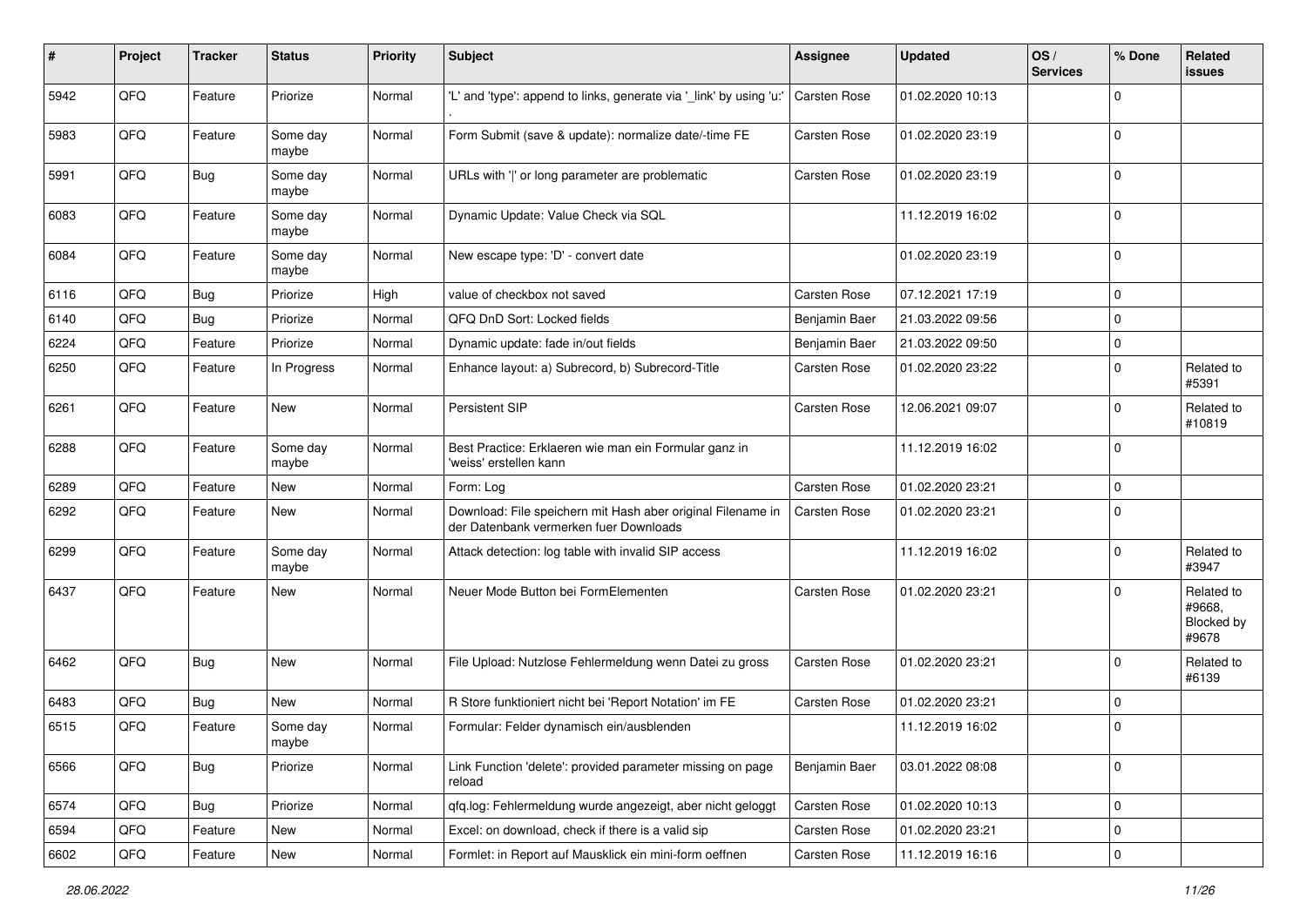| # | Project | Tracker | Status | Priority | Subject | Assignee | Updated | OS / Services | % Done | Related issues |
|---|---|---|---|---|---|---|---|---|---|---|
| 5942 | QFQ | Feature | Priorize | Normal | 'L' and 'type': append to links, generate via '_link' by using 'u:' . | Carsten Rose | 01.02.2020 10:13 | | 0 | |
| 5983 | QFQ | Feature | Some day maybe | Normal | Form Submit (save & update): normalize date/-time FE | Carsten Rose | 01.02.2020 23:19 | | 0 | |
| 5991 | QFQ | Bug | Some day maybe | Normal | URLs with '|' or long parameter are problematic | Carsten Rose | 01.02.2020 23:19 | | 0 | |
| 6083 | QFQ | Feature | Some day maybe | Normal | Dynamic Update: Value Check via SQL | | 11.12.2019 16:02 | | 0 | |
| 6084 | QFQ | Feature | Some day maybe | Normal | New escape type: 'D' - convert date | | 01.02.2020 23:19 | | 0 | |
| 6116 | QFQ | Bug | Priorize | High | value of checkbox not saved | Carsten Rose | 07.12.2021 17:19 | | 0 | |
| 6140 | QFQ | Bug | Priorize | Normal | QFQ DnD Sort: Locked fields | Benjamin Baer | 21.03.2022 09:56 | | 0 | |
| 6224 | QFQ | Feature | Priorize | Normal | Dynamic update: fade in/out fields | Benjamin Baer | 21.03.2022 09:50 | | 0 | |
| 6250 | QFQ | Feature | In Progress | Normal | Enhance layout: a) Subrecord, b) Subrecord-Title | Carsten Rose | 01.02.2020 23:22 | | 0 | Related to #5391 |
| 6261 | QFQ | Feature | New | Normal | Persistent SIP | Carsten Rose | 12.06.2021 09:07 | | 0 | Related to #10819 |
| 6288 | QFQ | Feature | Some day maybe | Normal | Best Practice: Erklaeren wie man ein Formular ganz in 'weiss' erstellen kann | | 11.12.2019 16:02 | | 0 | |
| 6289 | QFQ | Feature | New | Normal | Form: Log | Carsten Rose | 01.02.2020 23:21 | | 0 | |
| 6292 | QFQ | Feature | New | Normal | Download: File speichern mit Hash aber original Filename in der Datenbank vermerken fuer Downloads | Carsten Rose | 01.02.2020 23:21 | | 0 | |
| 6299 | QFQ | Feature | Some day maybe | Normal | Attack detection: log table with invalid SIP access | | 11.12.2019 16:02 | | 0 | Related to #3947 |
| 6437 | QFQ | Feature | New | Normal | Neuer Mode Button bei FormElementen | Carsten Rose | 01.02.2020 23:21 | | 0 | Related to #9668, Blocked by #9678 |
| 6462 | QFQ | Bug | New | Normal | File Upload: Nutzlose Fehlermeldung wenn Datei zu gross | Carsten Rose | 01.02.2020 23:21 | | 0 | Related to #6139 |
| 6483 | QFQ | Bug | New | Normal | R Store funktioniert nicht bei 'Report Notation' im FE | Carsten Rose | 01.02.2020 23:21 | | 0 | |
| 6515 | QFQ | Feature | Some day maybe | Normal | Formular: Felder dynamisch ein/ausblenden | | 11.12.2019 16:02 | | 0 | |
| 6566 | QFQ | Bug | Priorize | Normal | Link Function 'delete': provided parameter missing on page reload | Benjamin Baer | 03.01.2022 08:08 | | 0 | |
| 6574 | QFQ | Bug | Priorize | Normal | qfq.log: Fehlermeldung wurde angezeigt, aber nicht geloggt | Carsten Rose | 01.02.2020 10:13 | | 0 | |
| 6594 | QFQ | Feature | New | Normal | Excel: on download, check if there is a valid sip | Carsten Rose | 01.02.2020 23:21 | | 0 | |
| 6602 | QFQ | Feature | New | Normal | Formlet: in Report auf Mausklick ein mini-form oeffnen | Carsten Rose | 11.12.2019 16:16 | | 0 | |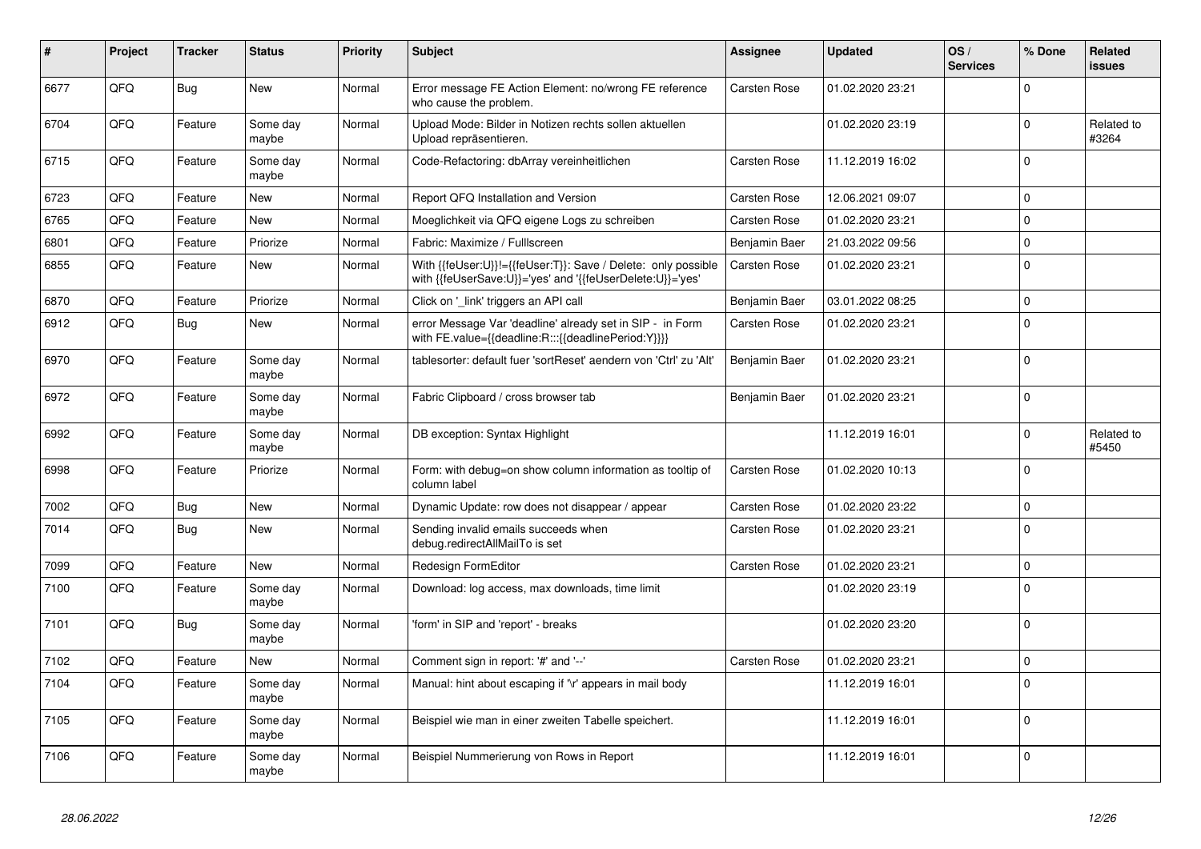| # | Project | Tracker | Status | Priority | Subject | Assignee | Updated | OS / Services | % Done | Related issues |
|---|---|---|---|---|---|---|---|---|---|---|
| 6677 | QFQ | Bug | New | Normal | Error message FE Action Element: no/wrong FE reference who cause the problem. | Carsten Rose | 01.02.2020 23:21 | | 0 | |
| 6704 | QFQ | Feature | Some day maybe | Normal | Upload Mode: Bilder in Notizen rechts sollen aktuellen Upload repräsentieren. | | 01.02.2020 23:19 | | 0 | Related to #3264 |
| 6715 | QFQ | Feature | Some day maybe | Normal | Code-Refactoring: dbArray vereinheitlichen | Carsten Rose | 11.12.2019 16:02 | | 0 | |
| 6723 | QFQ | Feature | New | Normal | Report QFQ Installation and Version | Carsten Rose | 12.06.2021 09:07 | | 0 | |
| 6765 | QFQ | Feature | New | Normal | Moeglichkeit via QFQ eigene Logs zu schreiben | Carsten Rose | 01.02.2020 23:21 | | 0 | |
| 6801 | QFQ | Feature | Priorize | Normal | Fabric: Maximize / Fulllscreen | Benjamin Baer | 21.03.2022 09:56 | | 0 | |
| 6855 | QFQ | Feature | New | Normal | With {{feUser:U}}!={{feUser:T}}: Save / Delete: only possible with {{feUserSave:U}}='yes' and '{{feUserDelete:U}}='yes' | Carsten Rose | 01.02.2020 23:21 | | 0 | |
| 6870 | QFQ | Feature | Priorize | Normal | Click on '_link' triggers an API call | Benjamin Baer | 03.01.2022 08:25 | | 0 | |
| 6912 | QFQ | Bug | New | Normal | error Message Var 'deadline' already set in SIP - in Form with FE.value={{deadline:R:::{{deadlinePeriod:Y}}}} | Carsten Rose | 01.02.2020 23:21 | | 0 | |
| 6970 | QFQ | Feature | Some day maybe | Normal | tablesorter: default fuer 'sortReset' aendern von 'Ctrl' zu 'Alt' | Benjamin Baer | 01.02.2020 23:21 | | 0 | |
| 6972 | QFQ | Feature | Some day maybe | Normal | Fabric Clipboard / cross browser tab | Benjamin Baer | 01.02.2020 23:21 | | 0 | |
| 6992 | QFQ | Feature | Some day maybe | Normal | DB exception: Syntax Highlight | | 11.12.2019 16:01 | | 0 | Related to #5450 |
| 6998 | QFQ | Feature | Priorize | Normal | Form: with debug=on show column information as tooltip of column label | Carsten Rose | 01.02.2020 10:13 | | 0 | |
| 7002 | QFQ | Bug | New | Normal | Dynamic Update: row does not disappear / appear | Carsten Rose | 01.02.2020 23:22 | | 0 | |
| 7014 | QFQ | Bug | New | Normal | Sending invalid emails succeeds when debug.redirectAllMailTo is set | Carsten Rose | 01.02.2020 23:21 | | 0 | |
| 7099 | QFQ | Feature | New | Normal | Redesign FormEditor | Carsten Rose | 01.02.2020 23:21 | | 0 | |
| 7100 | QFQ | Feature | Some day maybe | Normal | Download: log access, max downloads, time limit | | 01.02.2020 23:19 | | 0 | |
| 7101 | QFQ | Bug | Some day maybe | Normal | 'form' in SIP and 'report' - breaks | | 01.02.2020 23:20 | | 0 | |
| 7102 | QFQ | Feature | New | Normal | Comment sign in report: '#' and '--' | Carsten Rose | 01.02.2020 23:21 | | 0 | |
| 7104 | QFQ | Feature | Some day maybe | Normal | Manual: hint about escaping if '\r' appears in mail body | | 11.12.2019 16:01 | | 0 | |
| 7105 | QFQ | Feature | Some day maybe | Normal | Beispiel wie man in einer zweiten Tabelle speichert. | | 11.12.2019 16:01 | | 0 | |
| 7106 | QFQ | Feature | Some day maybe | Normal | Beispiel Nummerierung von Rows in Report | | 11.12.2019 16:01 | | 0 | |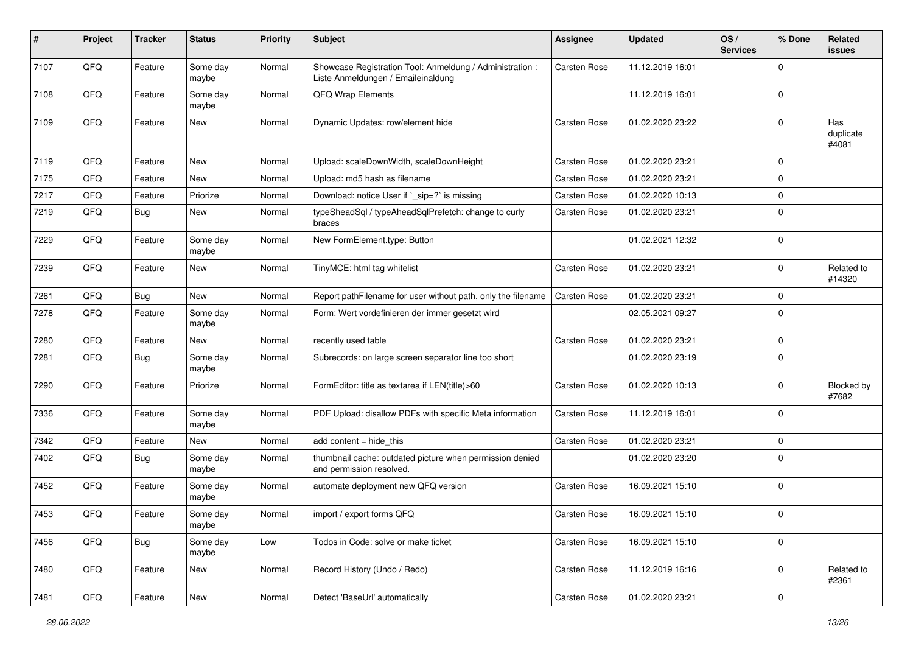| # | Project | Tracker | Status | Priority | Subject | Assignee | Updated | OS / Services | % Done | Related issues |
|---|---|---|---|---|---|---|---|---|---|---|
| 7107 | QFQ | Feature | Some day maybe | Normal | Showcase Registration Tool: Anmeldung / Administration : Liste Anmeldungen / Emaileinaldung | Carsten Rose | 11.12.2019 16:01 | | 0 | |
| 7108 | QFQ | Feature | Some day maybe | Normal | QFQ Wrap Elements | | 11.12.2019 16:01 | | 0 | |
| 7109 | QFQ | Feature | New | Normal | Dynamic Updates: row/element hide | Carsten Rose | 01.02.2020 23:22 | | 0 | Has duplicate #4081 |
| 7119 | QFQ | Feature | New | Normal | Upload: scaleDownWidth, scaleDownHeight | Carsten Rose | 01.02.2020 23:21 | | 0 | |
| 7175 | QFQ | Feature | New | Normal | Upload: md5 hash as filename | Carsten Rose | 01.02.2020 23:21 | | 0 | |
| 7217 | QFQ | Feature | Priorize | Normal | Download: notice User if `_sip=?` is missing | Carsten Rose | 01.02.2020 10:13 | | 0 | |
| 7219 | QFQ | Bug | New | Normal | typeSheadSql / typeAheadSqlPrefetch: change to curly braces | Carsten Rose | 01.02.2020 23:21 | | 0 | |
| 7229 | QFQ | Feature | Some day maybe | Normal | New FormElement.type: Button | | 01.02.2021 12:32 | | 0 | |
| 7239 | QFQ | Feature | New | Normal | TinyMCE: html tag whitelist | Carsten Rose | 01.02.2020 23:21 | | 0 | Related to #14320 |
| 7261 | QFQ | Bug | New | Normal | Report pathFilename for user without path, only the filename | Carsten Rose | 01.02.2020 23:21 | | 0 | |
| 7278 | QFQ | Feature | Some day maybe | Normal | Form: Wert vordefinieren der immer gesetzt wird | | 02.05.2021 09:27 | | 0 | |
| 7280 | QFQ | Feature | New | Normal | recently used table | Carsten Rose | 01.02.2020 23:21 | | 0 | |
| 7281 | QFQ | Bug | Some day maybe | Normal | Subrecords: on large screen separator line too short | | 01.02.2020 23:19 | | 0 | |
| 7290 | QFQ | Feature | Priorize | Normal | FormEditor: title as textarea if LEN(title)>60 | Carsten Rose | 01.02.2020 10:13 | | 0 | Blocked by #7682 |
| 7336 | QFQ | Feature | Some day maybe | Normal | PDF Upload: disallow PDFs with specific Meta information | Carsten Rose | 11.12.2019 16:01 | | 0 | |
| 7342 | QFQ | Feature | New | Normal | add content = hide_this | Carsten Rose | 01.02.2020 23:21 | | 0 | |
| 7402 | QFQ | Bug | Some day maybe | Normal | thumbnail cache: outdated picture when permission denied and permission resolved. | | 01.02.2020 23:20 | | 0 | |
| 7452 | QFQ | Feature | Some day maybe | Normal | automate deployment new QFQ version | Carsten Rose | 16.09.2021 15:10 | | 0 | |
| 7453 | QFQ | Feature | Some day maybe | Normal | import / export forms QFQ | Carsten Rose | 16.09.2021 15:10 | | 0 | |
| 7456 | QFQ | Bug | Some day maybe | Low | Todos in Code: solve or make ticket | Carsten Rose | 16.09.2021 15:10 | | 0 | |
| 7480 | QFQ | Feature | New | Normal | Record History (Undo / Redo) | Carsten Rose | 11.12.2019 16:16 | | 0 | Related to #2361 |
| 7481 | QFQ | Feature | New | Normal | Detect 'BaseUrl' automatically | Carsten Rose | 01.02.2020 23:21 | | 0 | |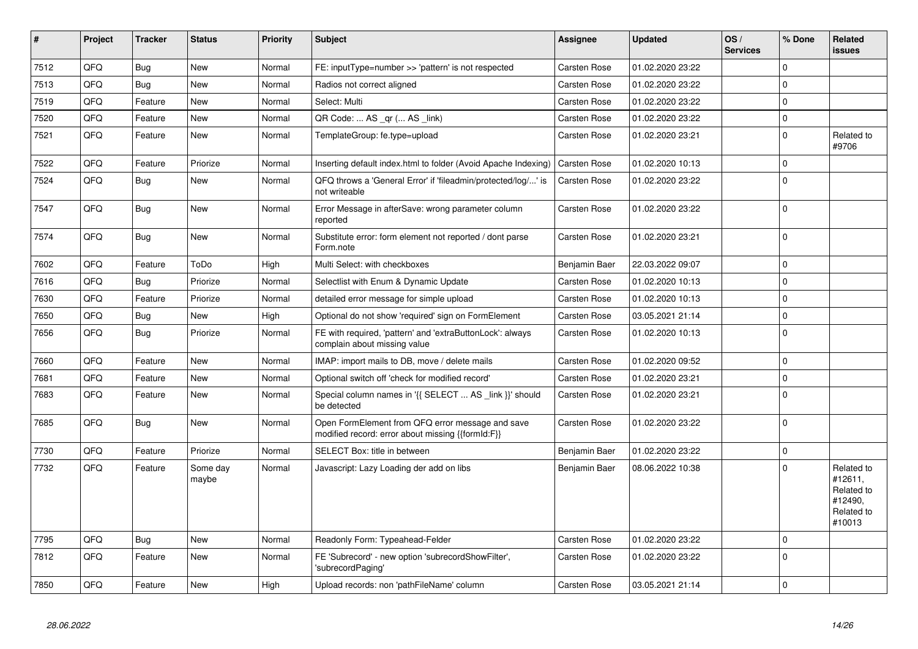| # | Project | Tracker | Status | Priority | Subject | Assignee | Updated | OS / Services | % Done | Related issues |
|---|---|---|---|---|---|---|---|---|---|---|
| 7512 | QFQ | Bug | New | Normal | FE: inputType=number >> 'pattern' is not respected | Carsten Rose | 01.02.2020 23:22 | | 0 | |
| 7513 | QFQ | Bug | New | Normal | Radios not correct aligned | Carsten Rose | 01.02.2020 23:22 | | 0 | |
| 7519 | QFQ | Feature | New | Normal | Select: Multi | Carsten Rose | 01.02.2020 23:22 | | 0 | |
| 7520 | QFQ | Feature | New | Normal | QR Code: ... AS _qr ( ... AS _link) | Carsten Rose | 01.02.2020 23:22 | | 0 | |
| 7521 | QFQ | Feature | New | Normal | TemplateGroup: fe.type=upload | Carsten Rose | 01.02.2020 23:21 | | 0 | Related to #9706 |
| 7522 | QFQ | Feature | Priorize | Normal | Inserting default index.html to folder (Avoid Apache Indexing) | Carsten Rose | 01.02.2020 10:13 | | 0 | |
| 7524 | QFQ | Bug | New | Normal | QFQ throws a 'General Error' if 'fileadmin/protected/log/...' is not writeable | Carsten Rose | 01.02.2020 23:22 | | 0 | |
| 7547 | QFQ | Bug | New | Normal | Error Message in afterSave: wrong parameter column reported | Carsten Rose | 01.02.2020 23:22 | | 0 | |
| 7574 | QFQ | Bug | New | Normal | Substitute error: form element not reported / dont parse Form.note | Carsten Rose | 01.02.2020 23:21 | | 0 | |
| 7602 | QFQ | Feature | ToDo | High | Multi Select: with checkboxes | Benjamin Baer | 22.03.2022 09:07 | | 0 | |
| 7616 | QFQ | Bug | Priorize | Normal | Selectlist with Enum & Dynamic Update | Carsten Rose | 01.02.2020 10:13 | | 0 | |
| 7630 | QFQ | Feature | Priorize | Normal | detailed error message for simple upload | Carsten Rose | 01.02.2020 10:13 | | 0 | |
| 7650 | QFQ | Bug | New | High | Optional do not show 'required' sign on FormElement | Carsten Rose | 03.05.2021 21:14 | | 0 | |
| 7656 | QFQ | Bug | Priorize | Normal | FE with required, 'pattern' and 'extraButtonLock': always complain about missing value | Carsten Rose | 01.02.2020 10:13 | | 0 | |
| 7660 | QFQ | Feature | New | Normal | IMAP: import mails to DB, move / delete mails | Carsten Rose | 01.02.2020 09:52 | | 0 | |
| 7681 | QFQ | Feature | New | Normal | Optional switch off 'check for modified record' | Carsten Rose | 01.02.2020 23:21 | | 0 | |
| 7683 | QFQ | Feature | New | Normal | Special column names in '{{ SELECT ... AS _link }}' should be detected | Carsten Rose | 01.02.2020 23:21 | | 0 | |
| 7685 | QFQ | Bug | New | Normal | Open FormElement from QFQ error message and save modified record: error about missing {{formId:F}} | Carsten Rose | 01.02.2020 23:22 | | 0 | |
| 7730 | QFQ | Feature | Priorize | Normal | SELECT Box: title in between | Benjamin Baer | 01.02.2020 23:22 | | 0 | |
| 7732 | QFQ | Feature | Some day maybe | Normal | Javascript: Lazy Loading der add on libs | Benjamin Baer | 08.06.2022 10:38 | | 0 | Related to #12611, Related to #12490, Related to #10013 |
| 7795 | QFQ | Bug | New | Normal | Readonly Form: Typeahead-Felder | Carsten Rose | 01.02.2020 23:22 | | 0 | |
| 7812 | QFQ | Feature | New | Normal | FE 'Subrecord' - new option 'subrecordShowFilter', 'subrecordPaging' | Carsten Rose | 01.02.2020 23:22 | | 0 | |
| 7850 | QFQ | Feature | New | High | Upload records: non 'pathFileName' column | Carsten Rose | 03.05.2021 21:14 | | 0 | |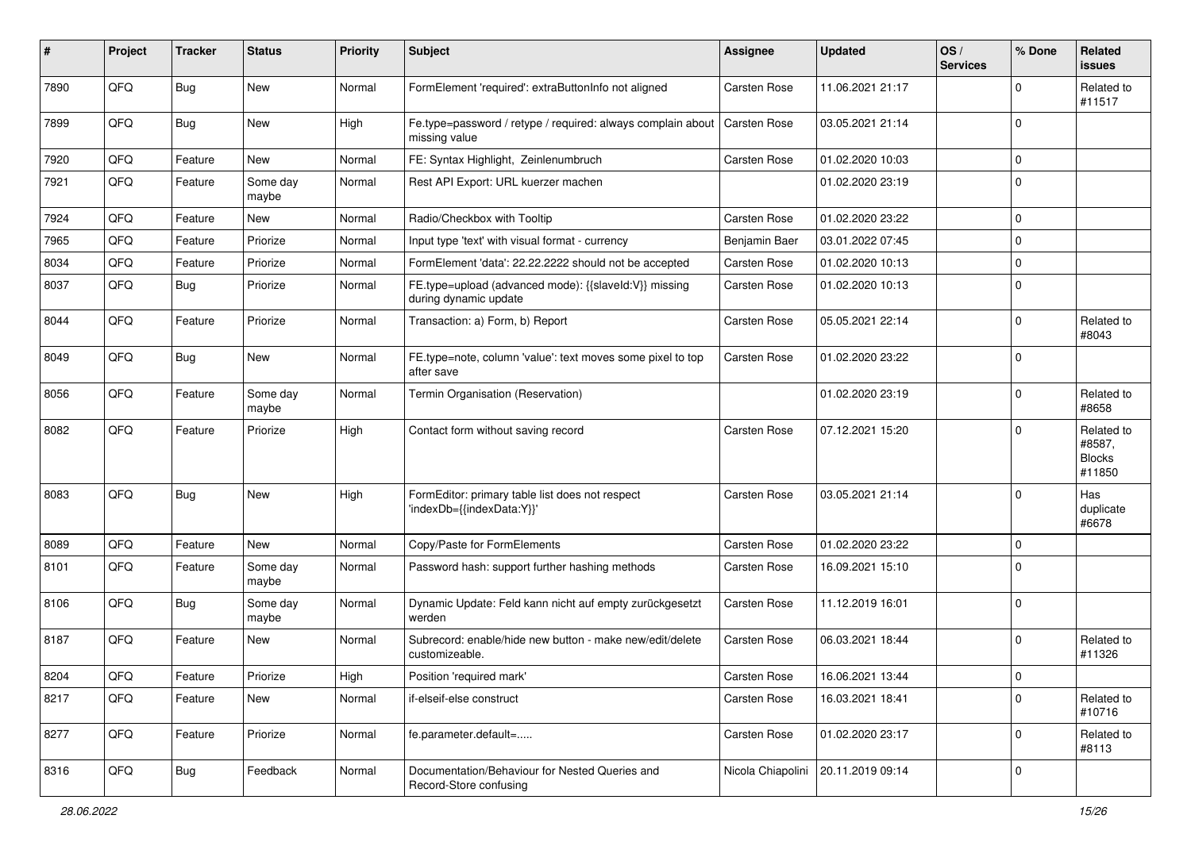| # | Project | Tracker | Status | Priority | Subject | Assignee | Updated | OS / Services | % Done | Related issues |
|---|---|---|---|---|---|---|---|---|---|---|
| 7890 | QFQ | Bug | New | Normal | FormElement 'required': extraButtonInfo not aligned | Carsten Rose | 11.06.2021 21:17 | | 0 | Related to #11517 |
| 7899 | QFQ | Bug | New | High | Fe.type=password / retype / required: always complain about missing value | Carsten Rose | 03.05.2021 21:14 | | 0 | |
| 7920 | QFQ | Feature | New | Normal | FE: Syntax Highlight, Zeinlenumbruch | Carsten Rose | 01.02.2020 10:03 | | 0 | |
| 7921 | QFQ | Feature | Some day maybe | Normal | Rest API Export: URL kuerzer machen | | 01.02.2020 23:19 | | 0 | |
| 7924 | QFQ | Feature | New | Normal | Radio/Checkbox with Tooltip | Carsten Rose | 01.02.2020 23:22 | | 0 | |
| 7965 | QFQ | Feature | Priorize | Normal | Input type 'text' with visual format - currency | Benjamin Baer | 03.01.2022 07:45 | | 0 | |
| 8034 | QFQ | Feature | Priorize | Normal | FormElement 'data': 22.22.2222 should not be accepted | Carsten Rose | 01.02.2020 10:13 | | 0 | |
| 8037 | QFQ | Bug | Priorize | Normal | FE.type=upload (advanced mode): {{slaveId:V}} missing during dynamic update | Carsten Rose | 01.02.2020 10:13 | | 0 | |
| 8044 | QFQ | Feature | Priorize | Normal | Transaction: a) Form, b) Report | Carsten Rose | 05.05.2021 22:14 | | 0 | Related to #8043 |
| 8049 | QFQ | Bug | New | Normal | FE.type=note, column 'value': text moves some pixel to top after save | Carsten Rose | 01.02.2020 23:22 | | 0 | |
| 8056 | QFQ | Feature | Some day maybe | Normal | Termin Organisation (Reservation) | | 01.02.2020 23:19 | | 0 | Related to #8658 |
| 8082 | QFQ | Feature | Priorize | High | Contact form without saving record | Carsten Rose | 07.12.2021 15:20 | | 0 | Related to #8587, Blocks #11850 |
| 8083 | QFQ | Bug | New | High | FormEditor: primary table list does not respect 'indexDb={{indexData:Y}}' | Carsten Rose | 03.05.2021 21:14 | | 0 | Has duplicate #6678 |
| 8089 | QFQ | Feature | New | Normal | Copy/Paste for FormElements | Carsten Rose | 01.02.2020 23:22 | | 0 | |
| 8101 | QFQ | Feature | Some day maybe | Normal | Password hash: support further hashing methods | Carsten Rose | 16.09.2021 15:10 | | 0 | |
| 8106 | QFQ | Bug | Some day maybe | Normal | Dynamic Update: Feld kann nicht auf empty zurückgesetzt werden | Carsten Rose | 11.12.2019 16:01 | | 0 | |
| 8187 | QFQ | Feature | New | Normal | Subrecord: enable/hide new button - make new/edit/delete customizeable. | Carsten Rose | 06.03.2021 18:44 | | 0 | Related to #11326 |
| 8204 | QFQ | Feature | Priorize | High | Position 'required mark' | Carsten Rose | 16.06.2021 13:44 | | 0 | |
| 8217 | QFQ | Feature | New | Normal | if-elseif-else construct | Carsten Rose | 16.03.2021 18:41 | | 0 | Related to #10716 |
| 8277 | QFQ | Feature | Priorize | Normal | fe.parameter.default=..... | Carsten Rose | 01.02.2020 23:17 | | 0 | Related to #8113 |
| 8316 | QFQ | Bug | Feedback | Normal | Documentation/Behaviour for Nested Queries and Record-Store confusing | Nicola Chiapolini | 20.11.2019 09:14 | | 0 | |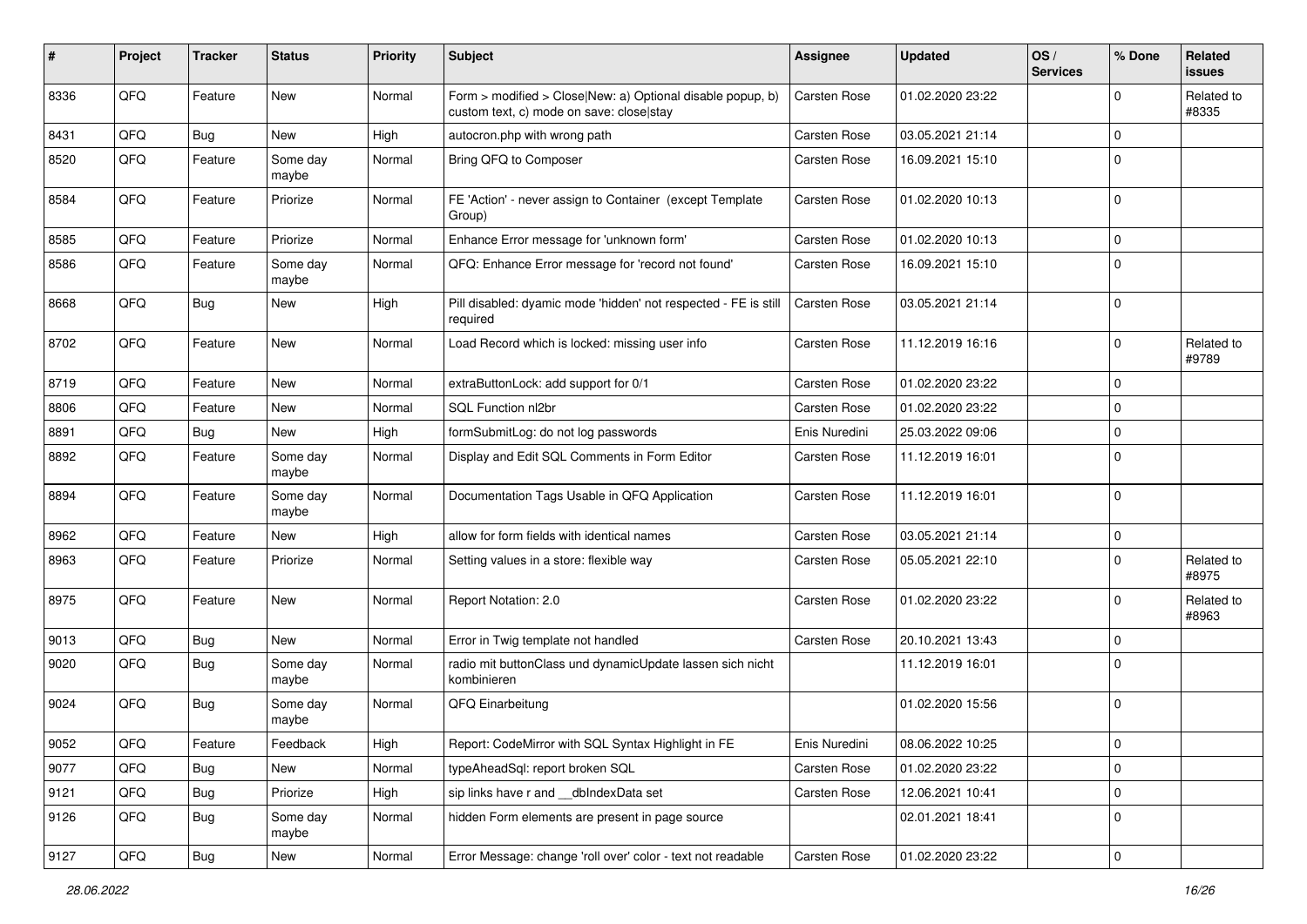| # | Project | Tracker | Status | Priority | Subject | Assignee | Updated | OS / Services | % Done | Related issues |
|---|---|---|---|---|---|---|---|---|---|---|
| 8336 | QFQ | Feature | New | Normal | Form > modified > Close\|New: a) Optional disable popup, b) custom text, c) mode on save: close\|stay | Carsten Rose | 01.02.2020 23:22 | | 0 | Related to #8335 |
| 8431 | QFQ | Bug | New | High | autocron.php with wrong path | Carsten Rose | 03.05.2021 21:14 | | 0 | |
| 8520 | QFQ | Feature | Some day maybe | Normal | Bring QFQ to Composer | Carsten Rose | 16.09.2021 15:10 | | 0 | |
| 8584 | QFQ | Feature | Priorize | Normal | FE 'Action' - never assign to Container (except Template Group) | Carsten Rose | 01.02.2020 10:13 | | 0 | |
| 8585 | QFQ | Feature | Priorize | Normal | Enhance Error message for 'unknown form' | Carsten Rose | 01.02.2020 10:13 | | 0 | |
| 8586 | QFQ | Feature | Some day maybe | Normal | QFQ: Enhance Error message for 'record not found' | Carsten Rose | 16.09.2021 15:10 | | 0 | |
| 8668 | QFQ | Bug | New | High | Pill disabled: dyamic mode 'hidden' not respected - FE is still required | Carsten Rose | 03.05.2021 21:14 | | 0 | |
| 8702 | QFQ | Feature | New | Normal | Load Record which is locked: missing user info | Carsten Rose | 11.12.2019 16:16 | | 0 | Related to #9789 |
| 8719 | QFQ | Feature | New | Normal | extraButtonLock: add support for 0/1 | Carsten Rose | 01.02.2020 23:22 | | 0 | |
| 8806 | QFQ | Feature | New | Normal | SQL Function nl2br | Carsten Rose | 01.02.2020 23:22 | | 0 | |
| 8891 | QFQ | Bug | New | High | formSubmitLog: do not log passwords | Enis Nuredini | 25.03.2022 09:06 | | 0 | |
| 8892 | QFQ | Feature | Some day maybe | Normal | Display and Edit SQL Comments in Form Editor | Carsten Rose | 11.12.2019 16:01 | | 0 | |
| 8894 | QFQ | Feature | Some day maybe | Normal | Documentation Tags Usable in QFQ Application | Carsten Rose | 11.12.2019 16:01 | | 0 | |
| 8962 | QFQ | Feature | New | High | allow for form fields with identical names | Carsten Rose | 03.05.2021 21:14 | | 0 | |
| 8963 | QFQ | Feature | Priorize | Normal | Setting values in a store: flexible way | Carsten Rose | 05.05.2021 22:10 | | 0 | Related to #8975 |
| 8975 | QFQ | Feature | New | Normal | Report Notation: 2.0 | Carsten Rose | 01.02.2020 23:22 | | 0 | Related to #8963 |
| 9013 | QFQ | Bug | New | Normal | Error in Twig template not handled | Carsten Rose | 20.10.2021 13:43 | | 0 | |
| 9020 | QFQ | Bug | Some day maybe | Normal | radio mit buttonClass und dynamicUpdate lassen sich nicht kombinieren | | 11.12.2019 16:01 | | 0 | |
| 9024 | QFQ | Bug | Some day maybe | Normal | QFQ Einarbeitung | | 01.02.2020 15:56 | | 0 | |
| 9052 | QFQ | Feature | Feedback | High | Report: CodeMirror with SQL Syntax Highlight in FE | Enis Nuredini | 08.06.2022 10:25 | | 0 | |
| 9077 | QFQ | Bug | New | Normal | typeAheadSql: report broken SQL | Carsten Rose | 01.02.2020 23:22 | | 0 | |
| 9121 | QFQ | Bug | Priorize | High | sip links have r and __dbIndexData set | Carsten Rose | 12.06.2021 10:41 | | 0 | |
| 9126 | QFQ | Bug | Some day maybe | Normal | hidden Form elements are present in page source | | 02.01.2021 18:41 | | 0 | |
| 9127 | QFQ | Bug | New | Normal | Error Message: change 'roll over' color - text not readable | Carsten Rose | 01.02.2020 23:22 | | 0 | |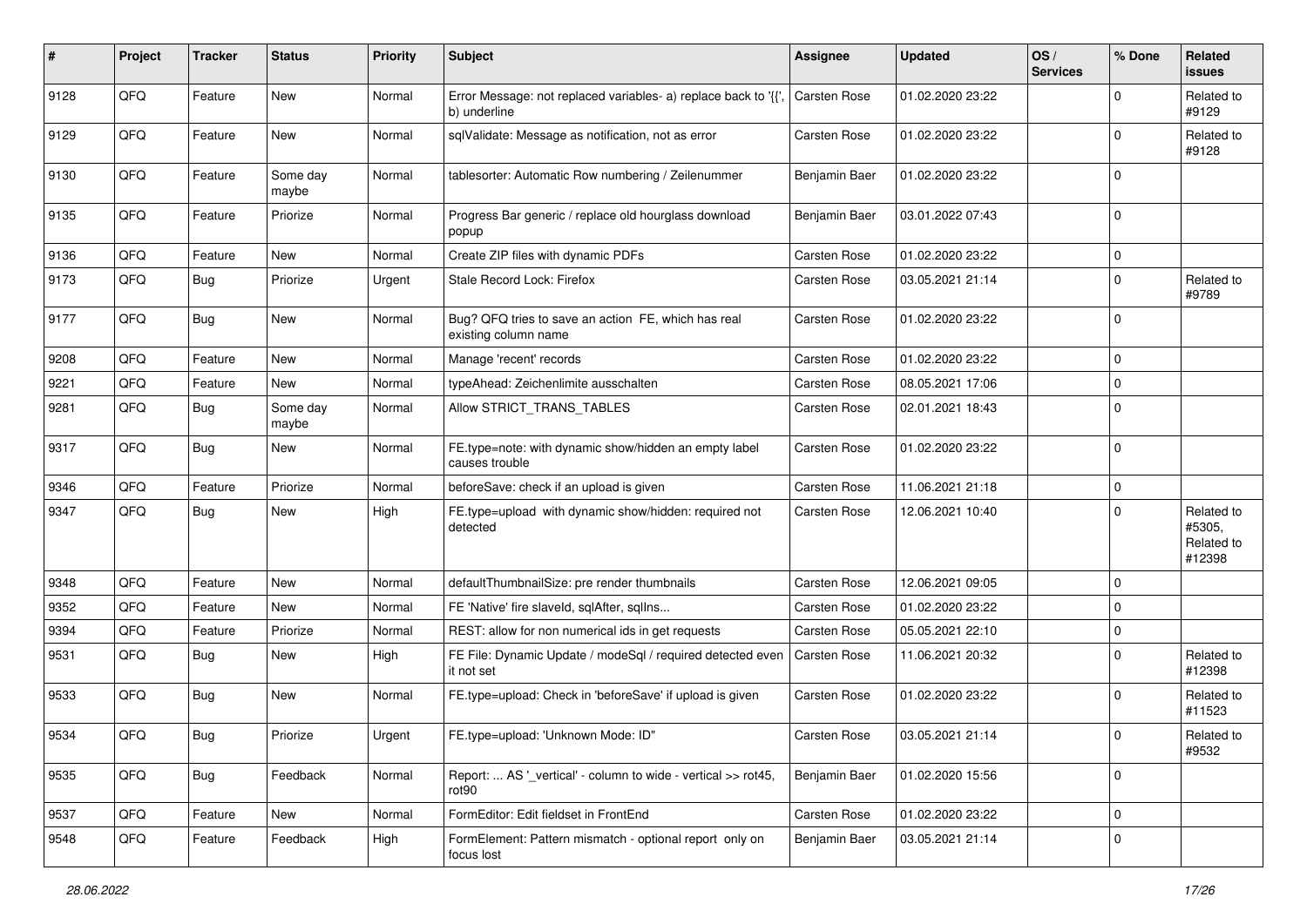| # | Project | Tracker | Status | Priority | Subject | Assignee | Updated | OS / Services | % Done | Related issues |
|---|---|---|---|---|---|---|---|---|---|---|
| 9128 | QFQ | Feature | New | Normal | Error Message: not replaced variables- a) replace back to '{{', b) underline | Carsten Rose | 01.02.2020 23:22 | | 0 | Related to #9129 |
| 9129 | QFQ | Feature | New | Normal | sqlValidate: Message as notification, not as error | Carsten Rose | 01.02.2020 23:22 | | 0 | Related to #9128 |
| 9130 | QFQ | Feature | Some day maybe | Normal | tablesorter: Automatic Row numbering / Zeilenummer | Benjamin Baer | 01.02.2020 23:22 | | 0 | |
| 9135 | QFQ | Feature | Priorize | Normal | Progress Bar generic / replace old hourglass download popup | Benjamin Baer | 03.01.2022 07:43 | | 0 | |
| 9136 | QFQ | Feature | New | Normal | Create ZIP files with dynamic PDFs | Carsten Rose | 01.02.2020 23:22 | | 0 | |
| 9173 | QFQ | Bug | Priorize | Urgent | Stale Record Lock: Firefox | Carsten Rose | 03.05.2021 21:14 | | 0 | Related to #9789 |
| 9177 | QFQ | Bug | New | Normal | Bug? QFQ tries to save an action FE, which has real existing column name | Carsten Rose | 01.02.2020 23:22 | | 0 | |
| 9208 | QFQ | Feature | New | Normal | Manage 'recent' records | Carsten Rose | 01.02.2020 23:22 | | 0 | |
| 9221 | QFQ | Feature | New | Normal | typeAhead: Zeichenlimite ausschalten | Carsten Rose | 08.05.2021 17:06 | | 0 | |
| 9281 | QFQ | Bug | Some day maybe | Normal | Allow STRICT_TRANS_TABLES | Carsten Rose | 02.01.2021 18:43 | | 0 | |
| 9317 | QFQ | Bug | New | Normal | FE.type=note: with dynamic show/hidden an empty label causes trouble | Carsten Rose | 01.02.2020 23:22 | | 0 | |
| 9346 | QFQ | Feature | Priorize | Normal | beforeSave: check if an upload is given | Carsten Rose | 11.06.2021 21:18 | | 0 | |
| 9347 | QFQ | Bug | New | High | FE.type=upload with dynamic show/hidden: required not detected | Carsten Rose | 12.06.2021 10:40 | | 0 | Related to #5305, Related to #12398 |
| 9348 | QFQ | Feature | New | Normal | defaultThumbnailSize: pre render thumbnails | Carsten Rose | 12.06.2021 09:05 | | 0 | |
| 9352 | QFQ | Feature | New | Normal | FE 'Native' fire slaveId, sqlAfter, sqlIns... | Carsten Rose | 01.02.2020 23:22 | | 0 | |
| 9394 | QFQ | Feature | Priorize | Normal | REST: allow for non numerical ids in get requests | Carsten Rose | 05.05.2021 22:10 | | 0 | |
| 9531 | QFQ | Bug | New | High | FE File: Dynamic Update / modeSql / required detected even it not set | Carsten Rose | 11.06.2021 20:32 | | 0 | Related to #12398 |
| 9533 | QFQ | Bug | New | Normal | FE.type=upload: Check in 'beforeSave' if upload is given | Carsten Rose | 01.02.2020 23:22 | | 0 | Related to #11523 |
| 9534 | QFQ | Bug | Priorize | Urgent | FE.type=upload: 'Unknown Mode: ID" | Carsten Rose | 03.05.2021 21:14 | | 0 | Related to #9532 |
| 9535 | QFQ | Bug | Feedback | Normal | Report: ... AS '_vertical' - column to wide - vertical >> rot45, rot90 | Benjamin Baer | 01.02.2020 15:56 | | 0 | |
| 9537 | QFQ | Feature | New | Normal | FormEditor: Edit fieldset in FrontEnd | Carsten Rose | 01.02.2020 23:22 | | 0 | |
| 9548 | QFQ | Feature | Feedback | High | FormElement: Pattern mismatch - optional report only on focus lost | Benjamin Baer | 03.05.2021 21:14 | | 0 | |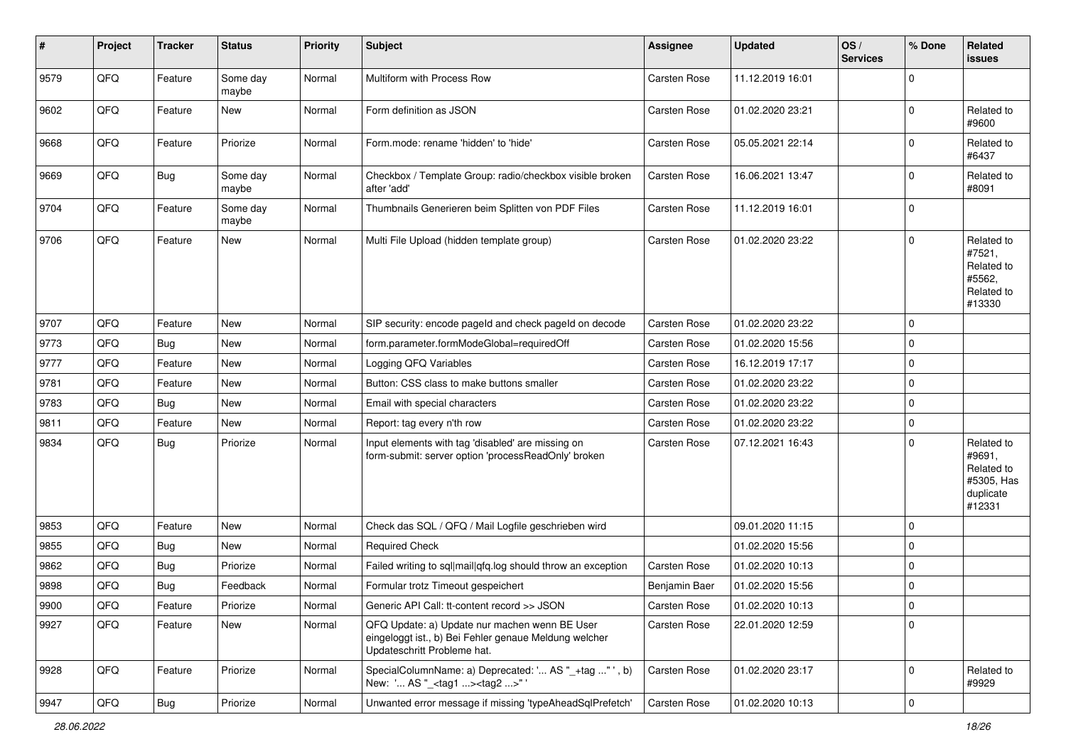| # | Project | Tracker | Status | Priority | Subject | Assignee | Updated | OS / Services | % Done | Related issues |
|---|---|---|---|---|---|---|---|---|---|---|
| 9579 | QFQ | Feature | Some day maybe | Normal | Multiform with Process Row | Carsten Rose | 11.12.2019 16:01 | | 0 | |
| 9602 | QFQ | Feature | New | Normal | Form definition as JSON | Carsten Rose | 01.02.2020 23:21 | | 0 | Related to #9600 |
| 9668 | QFQ | Feature | Priorize | Normal | Form.mode: rename 'hidden' to 'hide' | Carsten Rose | 05.05.2021 22:14 | | 0 | Related to #6437 |
| 9669 | QFQ | Bug | Some day maybe | Normal | Checkbox / Template Group: radio/checkbox visible broken after 'add' | Carsten Rose | 16.06.2021 13:47 | | 0 | Related to #8091 |
| 9704 | QFQ | Feature | Some day maybe | Normal | Thumbnails Generieren beim Splitten von PDF Files | Carsten Rose | 11.12.2019 16:01 | | 0 | |
| 9706 | QFQ | Feature | New | Normal | Multi File Upload (hidden template group) | Carsten Rose | 01.02.2020 23:22 | | 0 | Related to #7521, Related to #5562, Related to #13330 |
| 9707 | QFQ | Feature | New | Normal | SIP security: encode pageId and check pageId on decode | Carsten Rose | 01.02.2020 23:22 | | 0 | |
| 9773 | QFQ | Bug | New | Normal | form.parameter.formModeGlobal=requiredOff | Carsten Rose | 01.02.2020 15:56 | | 0 | |
| 9777 | QFQ | Feature | New | Normal | Logging QFQ Variables | Carsten Rose | 16.12.2019 17:17 | | 0 | |
| 9781 | QFQ | Feature | New | Normal | Button: CSS class to make buttons smaller | Carsten Rose | 01.02.2020 23:22 | | 0 | |
| 9783 | QFQ | Bug | New | Normal | Email with special characters | Carsten Rose | 01.02.2020 23:22 | | 0 | |
| 9811 | QFQ | Feature | New | Normal | Report: tag every n'th row | Carsten Rose | 01.02.2020 23:22 | | 0 | |
| 9834 | QFQ | Bug | Priorize | Normal | Input elements with tag 'disabled' are missing on form-submit: server option 'processReadOnly' broken | Carsten Rose | 07.12.2021 16:43 | | 0 | Related to #9691, Related to #5305, Has duplicate #12331 |
| 9853 | QFQ | Feature | New | Normal | Check das SQL / QFQ / Mail Logfile geschrieben wird | | 09.01.2020 11:15 | | 0 | |
| 9855 | QFQ | Bug | New | Normal | Required Check | | 01.02.2020 15:56 | | 0 | |
| 9862 | QFQ | Bug | Priorize | Normal | Failed writing to sql\|mail\|qfq.log should throw an exception | Carsten Rose | 01.02.2020 10:13 | | 0 | |
| 9898 | QFQ | Bug | Feedback | Normal | Formular trotz Timeout gespeichert | Benjamin Baer | 01.02.2020 15:56 | | 0 | |
| 9900 | QFQ | Feature | Priorize | Normal | Generic API Call: tt-content record >> JSON | Carsten Rose | 01.02.2020 10:13 | | 0 | |
| 9927 | QFQ | Feature | New | Normal | QFQ Update: a) Update nur machen wenn BE User eingeloggt ist., b) Bei Fehler genaue Meldung welcher Updateschritt Probleme hat. | Carsten Rose | 22.01.2020 12:59 | | 0 | |
| 9928 | QFQ | Feature | Priorize | Normal | SpecialColumnName: a) Deprecated: '... AS "_+tag ..." ', b) New: '... AS "_<tag1 ...><tag2 ...>" ' | Carsten Rose | 01.02.2020 23:17 | | 0 | Related to #9929 |
| 9947 | QFQ | Bug | Priorize | Normal | Unwanted error message if missing 'typeAheadSqlPrefetch' | Carsten Rose | 01.02.2020 10:13 | | 0 | |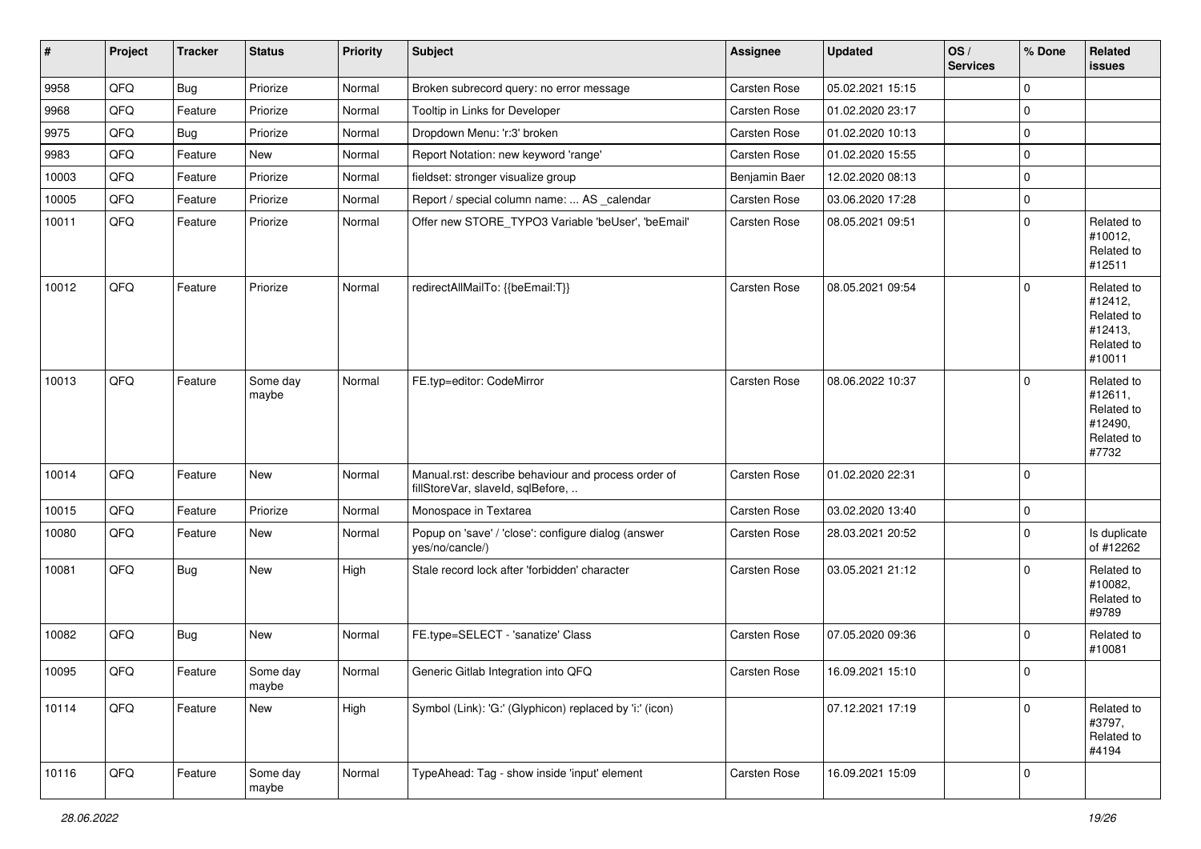| # | Project | Tracker | Status | Priority | Subject | Assignee | Updated | OS / Services | % Done | Related issues |
|---|---|---|---|---|---|---|---|---|---|---|
| 9958 | QFQ | Bug | Priorize | Normal | Broken subrecord query: no error message | Carsten Rose | 05.02.2021 15:15 | | 0 | |
| 9968 | QFQ | Feature | Priorize | Normal | Tooltip in Links for Developer | Carsten Rose | 01.02.2020 23:17 | | 0 | |
| 9975 | QFQ | Bug | Priorize | Normal | Dropdown Menu: 'r:3' broken | Carsten Rose | 01.02.2020 10:13 | | 0 | |
| 9983 | QFQ | Feature | New | Normal | Report Notation: new keyword 'range' | Carsten Rose | 01.02.2020 15:55 | | 0 | |
| 10003 | QFQ | Feature | Priorize | Normal | fieldset: stronger visualize group | Benjamin Baer | 12.02.2020 08:13 | | 0 | |
| 10005 | QFQ | Feature | Priorize | Normal | Report / special column name: ... AS _calendar | Carsten Rose | 03.06.2020 17:28 | | 0 | |
| 10011 | QFQ | Feature | Priorize | Normal | Offer new STORE_TYPO3 Variable 'beUser', 'beEmail' | Carsten Rose | 08.05.2021 09:51 | | 0 | Related to #10012, Related to #12511 |
| 10012 | QFQ | Feature | Priorize | Normal | redirectAllMailTo: {{beEmail:T}} | Carsten Rose | 08.05.2021 09:54 | | 0 | Related to #12412, Related to #12413, Related to #10011 |
| 10013 | QFQ | Feature | Some day maybe | Normal | FE.typ=editor: CodeMirror | Carsten Rose | 08.06.2022 10:37 | | 0 | Related to #12611, Related to #12490, Related to #7732 |
| 10014 | QFQ | Feature | New | Normal | Manual.rst: describe behaviour and process order of fillStoreVar, slaveId, sqlBefore, .. | Carsten Rose | 01.02.2020 22:31 | | 0 | |
| 10015 | QFQ | Feature | Priorize | Normal | Monospace in Textarea | Carsten Rose | 03.02.2020 13:40 | | 0 | |
| 10080 | QFQ | Feature | New | Normal | Popup on 'save' / 'close': configure dialog (answer yes/no/cancle/) | Carsten Rose | 28.03.2021 20:52 | | 0 | Is duplicate of #12262 |
| 10081 | QFQ | Bug | New | High | Stale record lock after 'forbidden' character | Carsten Rose | 03.05.2021 21:12 | | 0 | Related to #10082, Related to #9789 |
| 10082 | QFQ | Bug | New | Normal | FE.type=SELECT - 'sanatize' Class | Carsten Rose | 07.05.2020 09:36 | | 0 | Related to #10081 |
| 10095 | QFQ | Feature | Some day maybe | Normal | Generic Gitlab Integration into QFQ | Carsten Rose | 16.09.2021 15:10 | | 0 | |
| 10114 | QFQ | Feature | New | High | Symbol (Link): 'G:' (Glyphicon) replaced by 'i:' (icon) | | 07.12.2021 17:19 | | 0 | Related to #3797, Related to #4194 |
| 10116 | QFQ | Feature | Some day maybe | Normal | TypeAhead: Tag - show inside 'input' element | Carsten Rose | 16.09.2021 15:09 | | 0 | |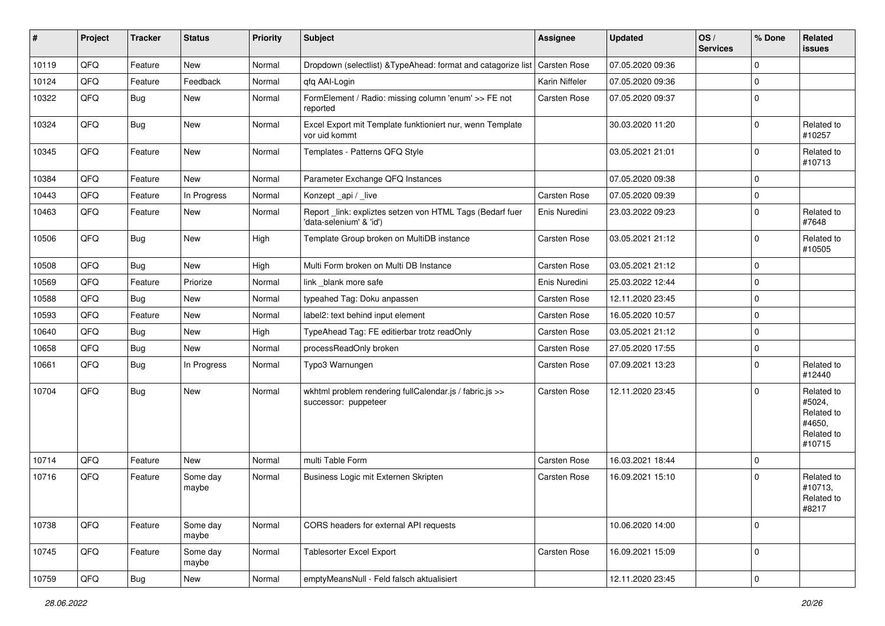| # | Project | Tracker | Status | Priority | Subject | Assignee | Updated | OS / Services | % Done | Related issues |
|---|---|---|---|---|---|---|---|---|---|---|
| 10119 | QFQ | Feature | New | Normal | Dropdown (selectlist) &TypeAhead: format and catagorize list | Carsten Rose | 07.05.2020 09:36 | | 0 | |
| 10124 | QFQ | Feature | Feedback | Normal | qfq AAI-Login | Karin Niffeler | 07.05.2020 09:36 | | 0 | |
| 10322 | QFQ | Bug | New | Normal | FormElement / Radio: missing column 'enum' >> FE not reported | Carsten Rose | 07.05.2020 09:37 | | 0 | |
| 10324 | QFQ | Bug | New | Normal | Excel Export mit Template funktioniert nur, wenn Template vor uid kommt | | 30.03.2020 11:20 | | 0 | Related to #10257 |
| 10345 | QFQ | Feature | New | Normal | Templates - Patterns QFQ Style | | 03.05.2021 21:01 | | 0 | Related to #10713 |
| 10384 | QFQ | Feature | New | Normal | Parameter Exchange QFQ Instances | | 07.05.2020 09:38 | | 0 | |
| 10443 | QFQ | Feature | In Progress | Normal | Konzept _api / _live | Carsten Rose | 07.05.2020 09:39 | | 0 | |
| 10463 | QFQ | Feature | New | Normal | Report _link: expliztes setzen von HTML Tags (Bedarf fuer 'data-selenium' & 'id') | Enis Nuredini | 23.03.2022 09:23 | | 0 | Related to #7648 |
| 10506 | QFQ | Bug | New | High | Template Group broken on MultiDB instance | Carsten Rose | 03.05.2021 21:12 | | 0 | Related to #10505 |
| 10508 | QFQ | Bug | New | High | Multi Form broken on Multi DB Instance | Carsten Rose | 03.05.2021 21:12 | | 0 | |
| 10569 | QFQ | Feature | Priorize | Normal | link _blank more safe | Enis Nuredini | 25.03.2022 12:44 | | 0 | |
| 10588 | QFQ | Bug | New | Normal | typeahed Tag: Doku anpassen | Carsten Rose | 12.11.2020 23:45 | | 0 | |
| 10593 | QFQ | Feature | New | Normal | label2: text behind input element | Carsten Rose | 16.05.2020 10:57 | | 0 | |
| 10640 | QFQ | Bug | New | High | TypeAhead Tag: FE editierbar trotz readOnly | Carsten Rose | 03.05.2021 21:12 | | 0 | |
| 10658 | QFQ | Bug | New | Normal | processReadOnly broken | Carsten Rose | 27.05.2020 17:55 | | 0 | |
| 10661 | QFQ | Bug | In Progress | Normal | Typo3 Warnungen | Carsten Rose | 07.09.2021 13:23 | | 0 | Related to #12440 |
| 10704 | QFQ | Bug | New | Normal | wkhtml problem rendering fullCalendar.js / fabric.js >> successor: puppeteer | Carsten Rose | 12.11.2020 23:45 | | 0 | Related to #5024, Related to #4650, Related to #10715 |
| 10714 | QFQ | Feature | New | Normal | multi Table Form | Carsten Rose | 16.03.2021 18:44 | | 0 | |
| 10716 | QFQ | Feature | Some day maybe | Normal | Business Logic mit Externen Skripten | Carsten Rose | 16.09.2021 15:10 | | 0 | Related to #10713, Related to #8217 |
| 10738 | QFQ | Feature | Some day maybe | Normal | CORS headers for external API requests | | 10.06.2020 14:00 | | 0 | |
| 10745 | QFQ | Feature | Some day maybe | Normal | Tablesorter Excel Export | Carsten Rose | 16.09.2021 15:09 | | 0 | |
| 10759 | QFQ | Bug | New | Normal | emptyMeansNull - Feld falsch aktualisiert | | 12.11.2020 23:45 | | 0 | |

*28.06.2022*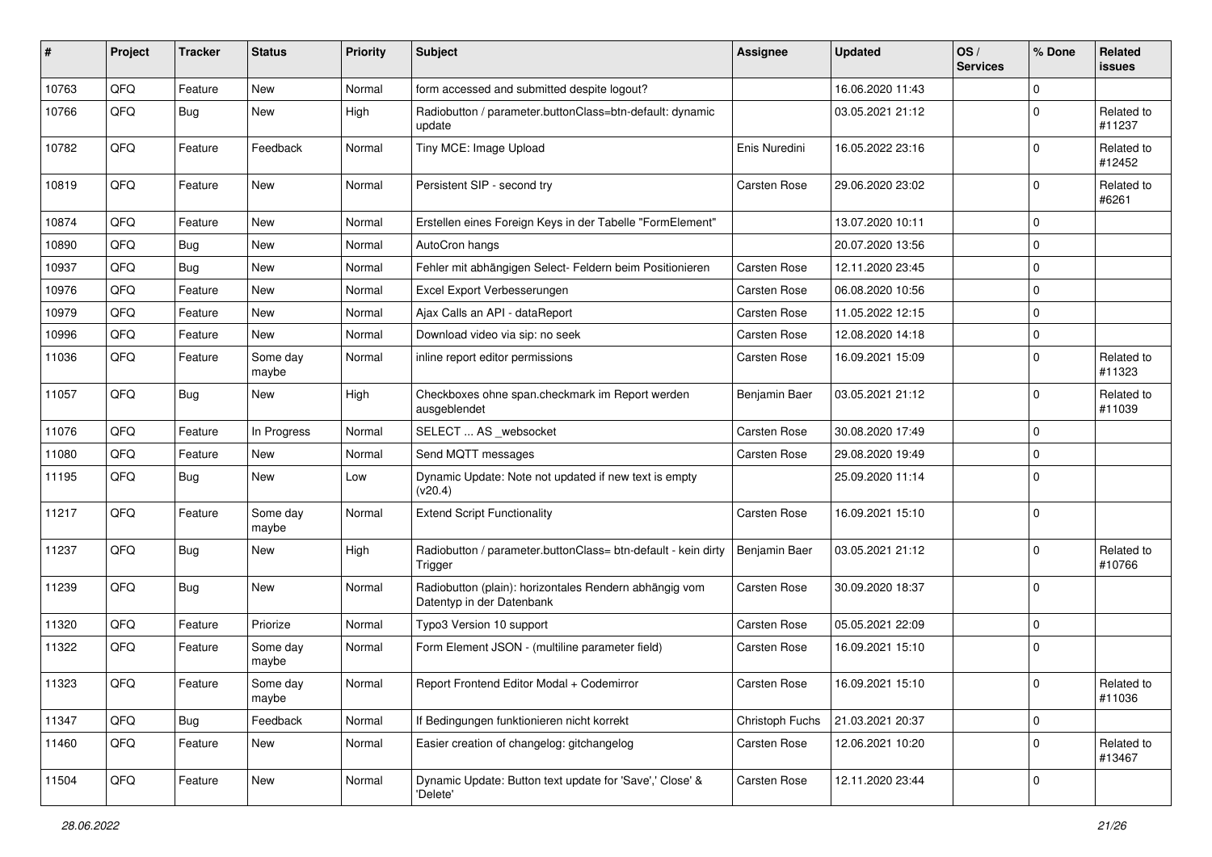| # | Project | Tracker | Status | Priority | Subject | Assignee | Updated | OS / Services | % Done | Related issues |
|---|---|---|---|---|---|---|---|---|---|---|
| 10763 | QFQ | Feature | New | Normal | form accessed and submitted despite logout? | | 16.06.2020 11:43 | | 0 | |
| 10766 | QFQ | Bug | New | High | Radiobutton / parameter.buttonClass=btn-default: dynamic update | | 03.05.2021 21:12 | | 0 | Related to #11237 |
| 10782 | QFQ | Feature | Feedback | Normal | Tiny MCE: Image Upload | Enis Nuredini | 16.05.2022 23:16 | | 0 | Related to #12452 |
| 10819 | QFQ | Feature | New | Normal | Persistent SIP - second try | Carsten Rose | 29.06.2020 23:02 | | 0 | Related to #6261 |
| 10874 | QFQ | Feature | New | Normal | Erstellen eines Foreign Keys in der Tabelle "FormElement" | | 13.07.2020 10:11 | | 0 | |
| 10890 | QFQ | Bug | New | Normal | AutoCron hangs | | 20.07.2020 13:56 | | 0 | |
| 10937 | QFQ | Bug | New | Normal | Fehler mit abhängigen Select- Feldern beim Positionieren | Carsten Rose | 12.11.2020 23:45 | | 0 | |
| 10976 | QFQ | Feature | New | Normal | Excel Export Verbesserungen | Carsten Rose | 06.08.2020 10:56 | | 0 | |
| 10979 | QFQ | Feature | New | Normal | Ajax Calls an API - dataReport | Carsten Rose | 11.05.2022 12:15 | | 0 | |
| 10996 | QFQ | Feature | New | Normal | Download video via sip: no seek | Carsten Rose | 12.08.2020 14:18 | | 0 | |
| 11036 | QFQ | Feature | Some day maybe | Normal | inline report editor permissions | Carsten Rose | 16.09.2021 15:09 | | 0 | Related to #11323 |
| 11057 | QFQ | Bug | New | High | Checkboxes ohne span.checkmark im Report werden ausgeblendet | Benjamin Baer | 03.05.2021 21:12 | | 0 | Related to #11039 |
| 11076 | QFQ | Feature | In Progress | Normal | SELECT ... AS _websocket | Carsten Rose | 30.08.2020 17:49 | | 0 | |
| 11080 | QFQ | Feature | New | Normal | Send MQTT messages | Carsten Rose | 29.08.2020 19:49 | | 0 | |
| 11195 | QFQ | Bug | New | Low | Dynamic Update: Note not updated if new text is empty (v20.4) | | 25.09.2020 11:14 | | 0 | |
| 11217 | QFQ | Feature | Some day maybe | Normal | Extend Script Functionality | Carsten Rose | 16.09.2021 15:10 | | 0 | |
| 11237 | QFQ | Bug | New | High | Radiobutton / parameter.buttonClass= btn-default - kein dirty Trigger | Benjamin Baer | 03.05.2021 21:12 | | 0 | Related to #10766 |
| 11239 | QFQ | Bug | New | Normal | Radiobutton (plain): horizontales Rendern abhängig vom Datentyp in der Datenbank | Carsten Rose | 30.09.2020 18:37 | | 0 | |
| 11320 | QFQ | Feature | Priorize | Normal | Typo3 Version 10 support | Carsten Rose | 05.05.2021 22:09 | | 0 | |
| 11322 | QFQ | Feature | Some day maybe | Normal | Form Element JSON - (multiline parameter field) | Carsten Rose | 16.09.2021 15:10 | | 0 | |
| 11323 | QFQ | Feature | Some day maybe | Normal | Report Frontend Editor Modal + Codemirror | Carsten Rose | 16.09.2021 15:10 | | 0 | Related to #11036 |
| 11347 | QFQ | Bug | Feedback | Normal | If Bedingungen funktionieren nicht korrekt | Christoph Fuchs | 21.03.2021 20:37 | | 0 | |
| 11460 | QFQ | Feature | New | Normal | Easier creation of changelog: gitchangelog | Carsten Rose | 12.06.2021 10:20 | | 0 | Related to #13467 |
| 11504 | QFQ | Feature | New | Normal | Dynamic Update: Button text update for 'Save',' Close' & 'Delete' | Carsten Rose | 12.11.2020 23:44 | | 0 | |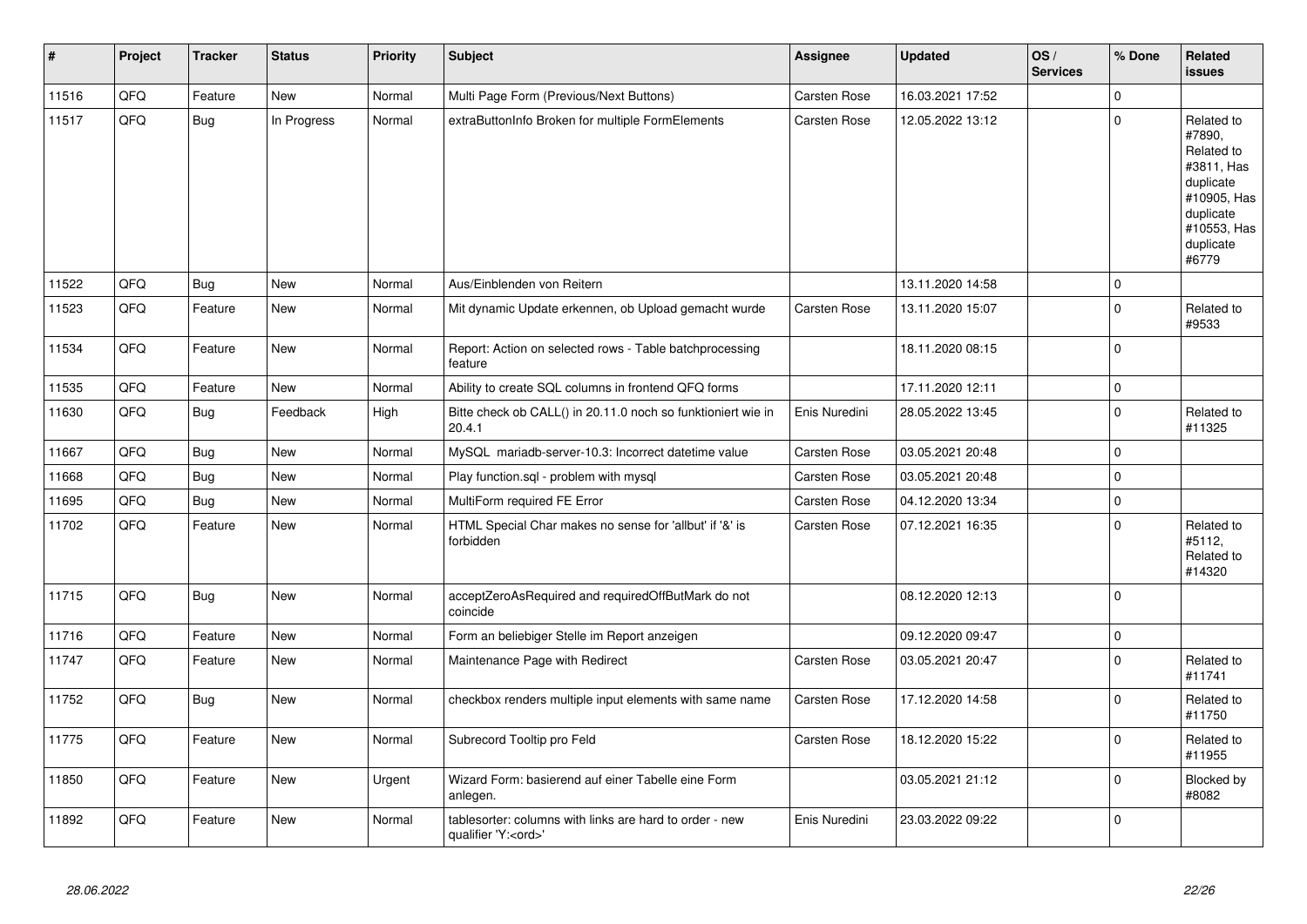| # | Project | Tracker | Status | Priority | Subject | Assignee | Updated | OS / Services | % Done | Related issues |
|---|---|---|---|---|---|---|---|---|---|---|
| 11516 | QFQ | Feature | New | Normal | Multi Page Form (Previous/Next Buttons) | Carsten Rose | 16.03.2021 17:52 | | 0 | |
| 11517 | QFQ | Bug | In Progress | Normal | extraButtonInfo Broken for multiple FormElements | Carsten Rose | 12.05.2022 13:12 | | 0 | Related to #7890, Related to #3811, Has duplicate #10905, Has duplicate #10553, Has duplicate #6779 |
| 11522 | QFQ | Bug | New | Normal | Aus/Einblenden von Reitern | | 13.11.2020 14:58 | | 0 | |
| 11523 | QFQ | Feature | New | Normal | Mit dynamic Update erkennen, ob Upload gemacht wurde | Carsten Rose | 13.11.2020 15:07 | | 0 | Related to #9533 |
| 11534 | QFQ | Feature | New | Normal | Report: Action on selected rows - Table batchprocessing feature | | 18.11.2020 08:15 | | 0 | |
| 11535 | QFQ | Feature | New | Normal | Ability to create SQL columns in frontend QFQ forms | | 17.11.2020 12:11 | | 0 | |
| 11630 | QFQ | Bug | Feedback | High | Bitte check ob CALL() in 20.11.0 noch so funktioniert wie in 20.4.1 | Enis Nuredini | 28.05.2022 13:45 | | 0 | Related to #11325 |
| 11667 | QFQ | Bug | New | Normal | MySQL mariadb-server-10.3: Incorrect datetime value | Carsten Rose | 03.05.2021 20:48 | | 0 | |
| 11668 | QFQ | Bug | New | Normal | Play function.sql - problem with mysql | Carsten Rose | 03.05.2021 20:48 | | 0 | |
| 11695 | QFQ | Bug | New | Normal | MultiForm required FE Error | Carsten Rose | 04.12.2020 13:34 | | 0 | |
| 11702 | QFQ | Feature | New | Normal | HTML Special Char makes no sense for 'allbut' if '&' is forbidden | Carsten Rose | 07.12.2021 16:35 | | 0 | Related to #5112, Related to #14320 |
| 11715 | QFQ | Bug | New | Normal | acceptZeroAsRequired and requiredOffButMark do not coincide | | 08.12.2020 12:13 | | 0 | |
| 11716 | QFQ | Feature | New | Normal | Form an beliebiger Stelle im Report anzeigen | | 09.12.2020 09:47 | | 0 | |
| 11747 | QFQ | Feature | New | Normal | Maintenance Page with Redirect | Carsten Rose | 03.05.2021 20:47 | | 0 | Related to #11741 |
| 11752 | QFQ | Bug | New | Normal | checkbox renders multiple input elements with same name | Carsten Rose | 17.12.2020 14:58 | | 0 | Related to #11750 |
| 11775 | QFQ | Feature | New | Normal | Subrecord Tooltip pro Feld | Carsten Rose | 18.12.2020 15:22 | | 0 | Related to #11955 |
| 11850 | QFQ | Feature | New | Urgent | Wizard Form: basierend auf einer Tabelle eine Form anlegen. | | 03.05.2021 21:12 | | 0 | Blocked by #8082 |
| 11892 | QFQ | Feature | New | Normal | tablesorter: columns with links are hard to order - new qualifier 'Y:<ord>' | Enis Nuredini | 23.03.2022 09:22 | | 0 | |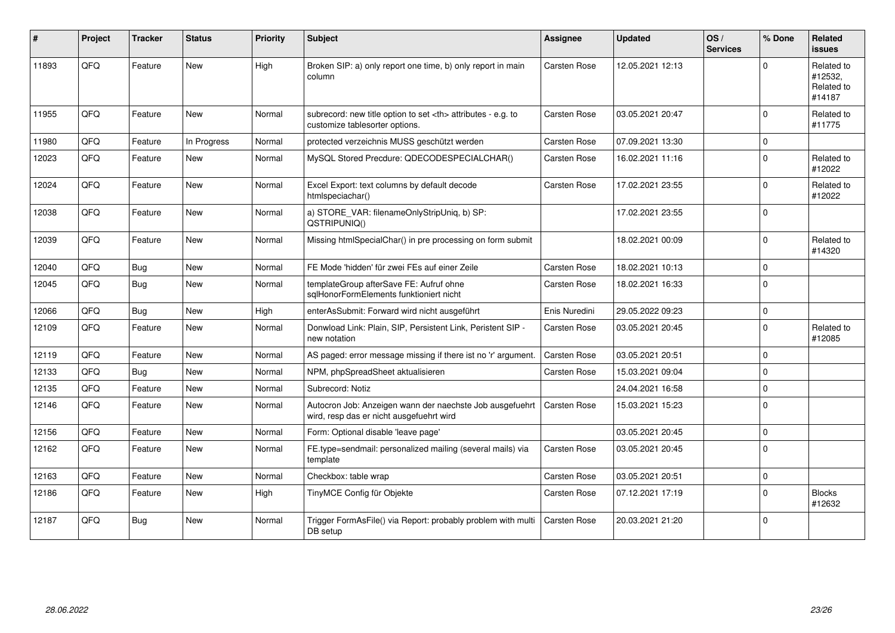| # | Project | Tracker | Status | Priority | Subject | Assignee | Updated | OS / Services | % Done | Related issues |
|---|---|---|---|---|---|---|---|---|---|---|
| 11893 | QFQ | Feature | New | High | Broken SIP: a) only report one time, b) only report in main column | Carsten Rose | 12.05.2021 12:13 | | 0 | Related to #12532, Related to #14187 |
| 11955 | QFQ | Feature | New | Normal | subrecord: new title option to set <th> attributes - e.g. to customize tablesorter options. | Carsten Rose | 03.05.2021 20:47 | | 0 | Related to #11775 |
| 11980 | QFQ | Feature | In Progress | Normal | protected verzeichnis MUSS geschützt werden | Carsten Rose | 07.09.2021 13:30 | | 0 | |
| 12023 | QFQ | Feature | New | Normal | MySQL Stored Precdure: QDECODESPECIALCHAR() | Carsten Rose | 16.02.2021 11:16 | | 0 | Related to #12022 |
| 12024 | QFQ | Feature | New | Normal | Excel Export: text columns by default decode htmlspeciachar() | Carsten Rose | 17.02.2021 23:55 | | 0 | Related to #12022 |
| 12038 | QFQ | Feature | New | Normal | a) STORE_VAR: filenameOnlyStripUniq, b) SP: QSTRIPUNIQ() | | 17.02.2021 23:55 | | 0 | |
| 12039 | QFQ | Feature | New | Normal | Missing htmlSpecialChar() in pre processing on form submit | | 18.02.2021 00:09 | | 0 | Related to #14320 |
| 12040 | QFQ | Bug | New | Normal | FE Mode 'hidden' für zwei FEs auf einer Zeile | Carsten Rose | 18.02.2021 10:13 | | 0 | |
| 12045 | QFQ | Bug | New | Normal | templateGroup afterSave FE: Aufruf ohne sqlHonorFormElements funktioniert nicht | Carsten Rose | 18.02.2021 16:33 | | 0 | |
| 12066 | QFQ | Bug | New | High | enterAsSubmit: Forward wird nicht ausgeführt | Enis Nuredini | 29.05.2022 09:23 | | 0 | |
| 12109 | QFQ | Feature | New | Normal | Donwload Link: Plain, SIP, Persistent Link, Peristent SIP - new notation | Carsten Rose | 03.05.2021 20:45 | | 0 | Related to #12085 |
| 12119 | QFQ | Feature | New | Normal | AS paged: error message missing if there ist no 'r' argument. | Carsten Rose | 03.05.2021 20:51 | | 0 | |
| 12133 | QFQ | Bug | New | Normal | NPM, phpSpreadSheet aktualisieren | Carsten Rose | 15.03.2021 09:04 | | 0 | |
| 12135 | QFQ | Feature | New | Normal | Subrecord: Notiz | | 24.04.2021 16:58 | | 0 | |
| 12146 | QFQ | Feature | New | Normal | Autocron Job: Anzeigen wann der naechste Job ausgefuehrt wird, resp das er nicht ausgefuehrt wird | Carsten Rose | 15.03.2021 15:23 | | 0 | |
| 12156 | QFQ | Feature | New | Normal | Form: Optional disable 'leave page' | | 03.05.2021 20:45 | | 0 | |
| 12162 | QFQ | Feature | New | Normal | FE.type=sendmail: personalized mailing (several mails) via template | Carsten Rose | 03.05.2021 20:45 | | 0 | |
| 12163 | QFQ | Feature | New | Normal | Checkbox: table wrap | Carsten Rose | 03.05.2021 20:51 | | 0 | |
| 12186 | QFQ | Feature | New | High | TinyMCE Config für Objekte | Carsten Rose | 07.12.2021 17:19 | | 0 | Blocks #12632 |
| 12187 | QFQ | Bug | New | Normal | Trigger FormAsFile() via Report: probably problem with multi DB setup | Carsten Rose | 20.03.2021 21:20 | | 0 | |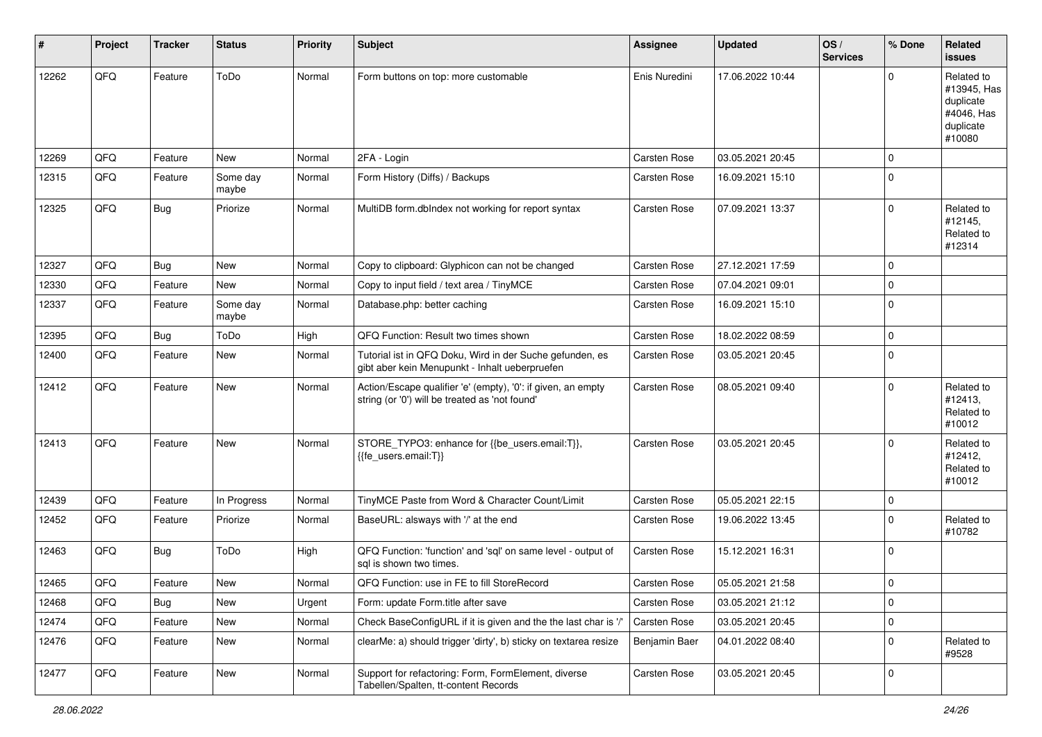| # | Project | Tracker | Status | Priority | Subject | Assignee | Updated | OS / Services | % Done | Related issues |
|---|---|---|---|---|---|---|---|---|---|---|
| 12262 | QFQ | Feature | ToDo | Normal | Form buttons on top: more customable | Enis Nuredini | 17.06.2022 10:44 | | 0 | Related to #13945, Has duplicate #4046, Has duplicate #10080 |
| 12269 | QFQ | Feature | New | Normal | 2FA - Login | Carsten Rose | 03.05.2021 20:45 | | 0 | |
| 12315 | QFQ | Feature | Some day maybe | Normal | Form History (Diffs) / Backups | Carsten Rose | 16.09.2021 15:10 | | 0 | |
| 12325 | QFQ | Bug | Priorize | Normal | MultiDB form.dbIndex not working for report syntax | Carsten Rose | 07.09.2021 13:37 | | 0 | Related to #12145, Related to #12314 |
| 12327 | QFQ | Bug | New | Normal | Copy to clipboard: Glyphicon can not be changed | Carsten Rose | 27.12.2021 17:59 | | 0 | |
| 12330 | QFQ | Feature | New | Normal | Copy to input field / text area / TinyMCE | Carsten Rose | 07.04.2021 09:01 | | 0 | |
| 12337 | QFQ | Feature | Some day maybe | Normal | Database.php: better caching | Carsten Rose | 16.09.2021 15:10 | | 0 | |
| 12395 | QFQ | Bug | ToDo | High | QFQ Function: Result two times shown | Carsten Rose | 18.02.2022 08:59 | | 0 | |
| 12400 | QFQ | Feature | New | Normal | Tutorial ist in QFQ Doku, Wird in der Suche gefunden, es gibt aber kein Menupunkt - Inhalt ueberpruefen | Carsten Rose | 03.05.2021 20:45 | | 0 | |
| 12412 | QFQ | Feature | New | Normal | Action/Escape qualifier 'e' (empty), '0': if given, an empty string (or '0') will be treated as 'not found' | Carsten Rose | 08.05.2021 09:40 | | 0 | Related to #12413, Related to #10012 |
| 12413 | QFQ | Feature | New | Normal | STORE_TYPO3: enhance for {{be_users.email:T}}, {{fe_users.email:T}} | Carsten Rose | 03.05.2021 20:45 | | 0 | Related to #12412, Related to #10012 |
| 12439 | QFQ | Feature | In Progress | Normal | TinyMCE Paste from Word & Character Count/Limit | Carsten Rose | 05.05.2021 22:15 | | 0 | |
| 12452 | QFQ | Feature | Priorize | Normal | BaseURL: alsways with '/' at the end | Carsten Rose | 19.06.2022 13:45 | | 0 | Related to #10782 |
| 12463 | QFQ | Bug | ToDo | High | QFQ Function: 'function' and 'sql' on same level - output of sql is shown two times. | Carsten Rose | 15.12.2021 16:31 | | 0 | |
| 12465 | QFQ | Feature | New | Normal | QFQ Function: use in FE to fill StoreRecord | Carsten Rose | 05.05.2021 21:58 | | 0 | |
| 12468 | QFQ | Bug | New | Urgent | Form: update Form.title after save | Carsten Rose | 03.05.2021 21:12 | | 0 | |
| 12474 | QFQ | Feature | New | Normal | Check BaseConfigURL if it is given and the the last char is '/' | Carsten Rose | 03.05.2021 20:45 | | 0 | |
| 12476 | QFQ | Feature | New | Normal | clearMe: a) should trigger 'dirty', b) sticky on textarea resize | Benjamin Baer | 04.01.2022 08:40 | | 0 | Related to #9528 |
| 12477 | QFQ | Feature | New | Normal | Support for refactoring: Form, FormElement, diverse Tabellen/Spalten, tt-content Records | Carsten Rose | 03.05.2021 20:45 | | 0 | |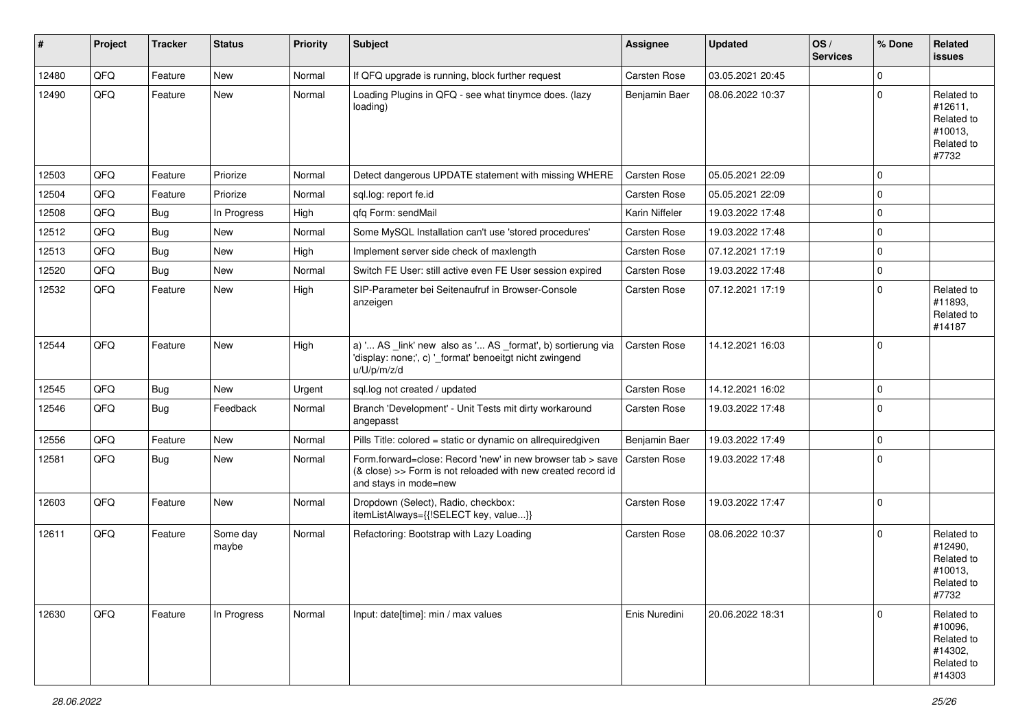| # | Project | Tracker | Status | Priority | Subject | Assignee | Updated | OS / Services | % Done | Related issues |
|---|---|---|---|---|---|---|---|---|---|---|
| 12480 | QFQ | Feature | New | Normal | If QFQ upgrade is running, block further request | Carsten Rose | 03.05.2021 20:45 | | 0 | |
| 12490 | QFQ | Feature | New | Normal | Loading Plugins in QFQ - see what tinymce does. (lazy loading) | Benjamin Baer | 08.06.2022 10:37 | | 0 | Related to #12611, Related to #10013, Related to #7732 |
| 12503 | QFQ | Feature | Priorize | Normal | Detect dangerous UPDATE statement with missing WHERE | Carsten Rose | 05.05.2021 22:09 | | 0 | |
| 12504 | QFQ | Feature | Priorize | Normal | sql.log: report fe.id | Carsten Rose | 05.05.2021 22:09 | | 0 | |
| 12508 | QFQ | Bug | In Progress | High | qfq Form: sendMail | Karin Niffeler | 19.03.2022 17:48 | | 0 | |
| 12512 | QFQ | Bug | New | Normal | Some MySQL Installation can't use 'stored procedures' | Carsten Rose | 19.03.2022 17:48 | | 0 | |
| 12513 | QFQ | Bug | New | High | Implement server side check of maxlength | Carsten Rose | 07.12.2021 17:19 | | 0 | |
| 12520 | QFQ | Bug | New | Normal | Switch FE User: still active even FE User session expired | Carsten Rose | 19.03.2022 17:48 | | 0 | |
| 12532 | QFQ | Feature | New | High | SIP-Parameter bei Seitenaufruf in Browser-Console anzeigen | Carsten Rose | 07.12.2021 17:19 | | 0 | Related to #11893, Related to #14187 |
| 12544 | QFQ | Feature | New | High | a) '... AS _link' new also as '... AS _format', b) sortierung via 'display: none;', c) '_format' benoeitgt nicht zwingend u/U/p/m/z/d | Carsten Rose | 14.12.2021 16:03 | | 0 | |
| 12545 | QFQ | Bug | New | Urgent | sql.log not created / updated | Carsten Rose | 14.12.2021 16:02 | | 0 | |
| 12546 | QFQ | Bug | Feedback | Normal | Branch 'Development' - Unit Tests mit dirty workaround angepasst | Carsten Rose | 19.03.2022 17:48 | | 0 | |
| 12556 | QFQ | Feature | New | Normal | Pills Title: colored = static or dynamic on allrequiredgiven | Benjamin Baer | 19.03.2022 17:49 | | 0 | |
| 12581 | QFQ | Bug | New | Normal | Form.forward=close: Record 'new' in new browser tab > save (& close) >> Form is not reloaded with new created record id and stays in mode=new | Carsten Rose | 19.03.2022 17:48 | | 0 | |
| 12603 | QFQ | Feature | New | Normal | Dropdown (Select), Radio, checkbox: itemListAlways={{!SELECT key, value...}} | Carsten Rose | 19.03.2022 17:47 | | 0 | |
| 12611 | QFQ | Feature | Some day maybe | Normal | Refactoring: Bootstrap with Lazy Loading | Carsten Rose | 08.06.2022 10:37 | | 0 | Related to #12490, Related to #10013, Related to #7732 |
| 12630 | QFQ | Feature | In Progress | Normal | Input: date[time]: min / max values | Enis Nuredini | 20.06.2022 18:31 | | 0 | Related to #10096, Related to #14302, Related to #14303 |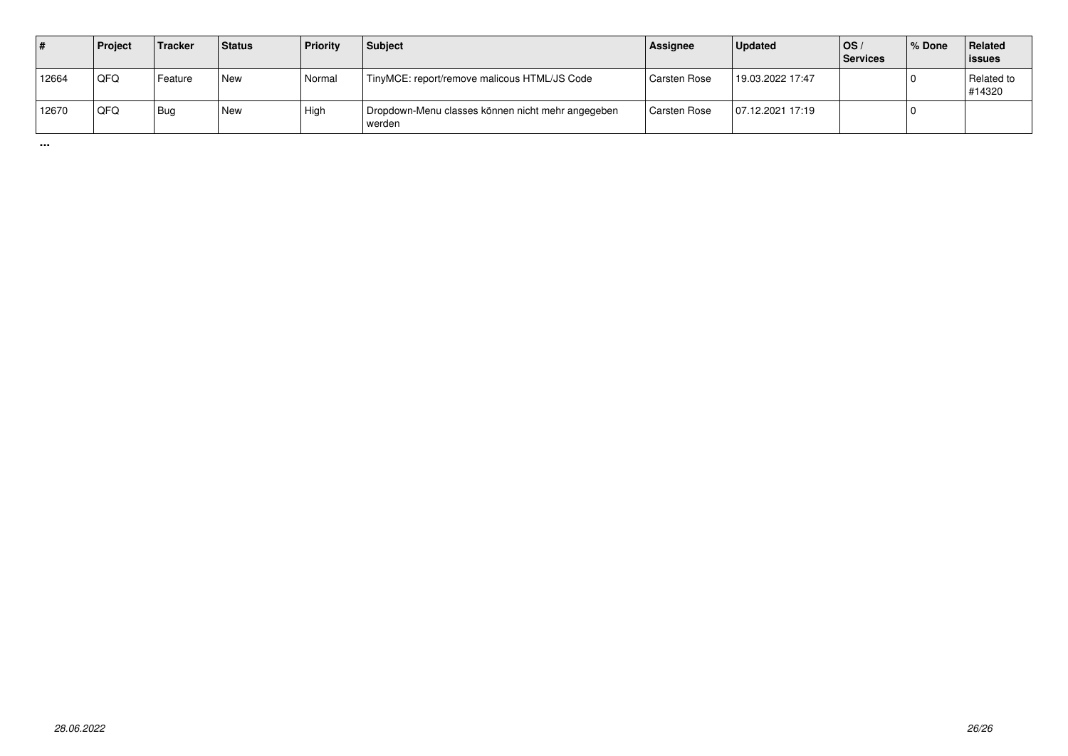| # | Project | Tracker | Status | Priority | Subject | Assignee | Updated | OS / Services | % Done | Related issues |
|---|---|---|---|---|---|---|---|---|---|---|
| 12664 | QFQ | Feature | New | Normal | TinyMCE: report/remove malicous HTML/JS Code | Carsten Rose | 19.03.2022 17:47 | | 0 | Related to #14320 |
| 12670 | QFQ | Bug | New | High | Dropdown-Menu classes können nicht mehr angegeben werden | Carsten Rose | 07.12.2021 17:19 | | 0 | |

**...**